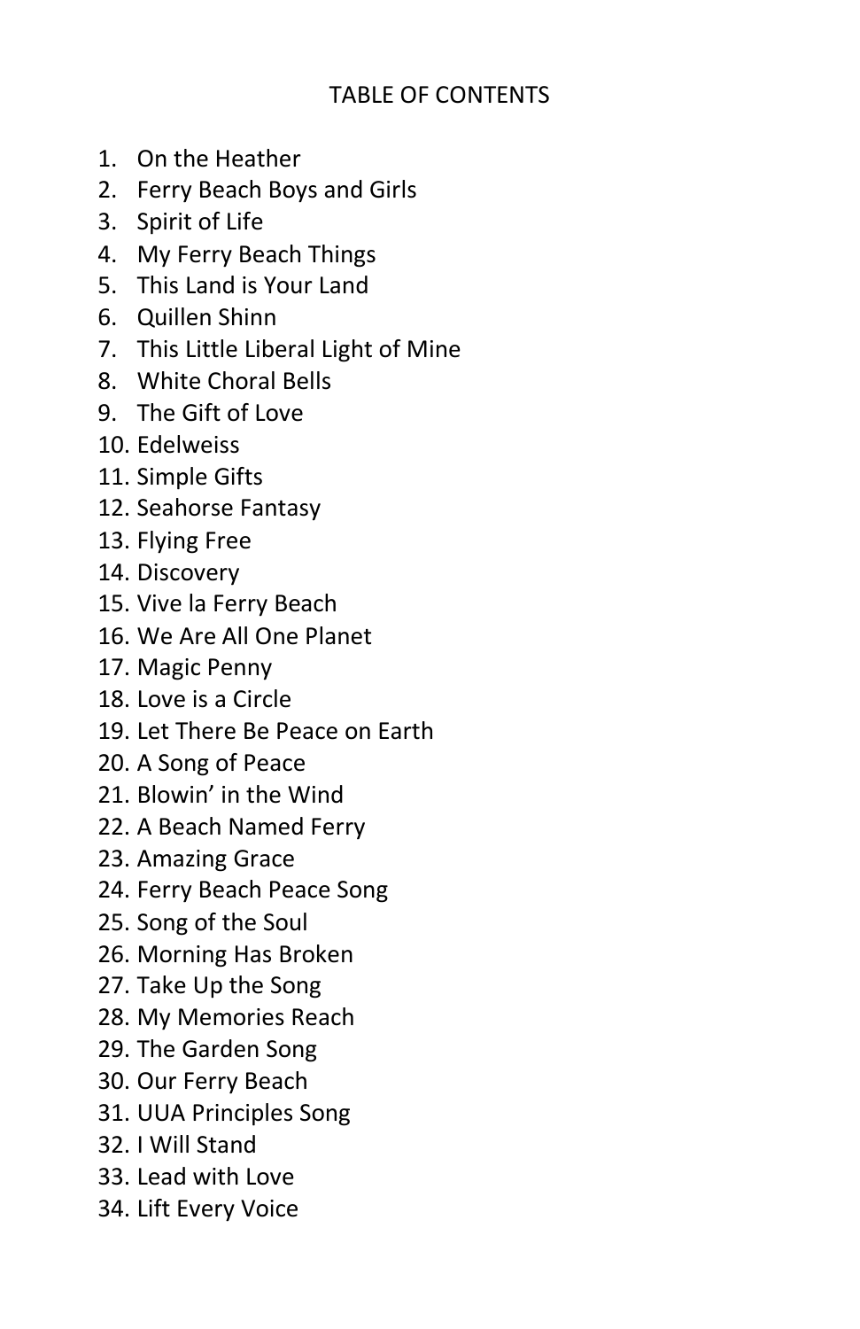# TABLE OF CONTENTS

1. On the Heather
2. Ferry Beach Boys and Girls
3. Spirit of Life
4. My Ferry Beach Things
5. This Land is Your Land
6. Quillen Shinn
7. This Little Liberal Light of Mine
8. White Choral Bells
9. The Gift of Love
10. Edelweiss
11. Simple Gifts
12. Seahorse Fantasy
13. Flying Free
14. Discovery
15. Vive la Ferry Beach
16. We Are All One Planet
17. Magic Penny
18. Love is a Circle
19. Let There Be Peace on Earth
20. A Song of Peace
21. Blowin' in the Wind
22. A Beach Named Ferry
23. Amazing Grace
24. Ferry Beach Peace Song
25. Song of the Soul
26. Morning Has Broken
27. Take Up the Song
28. My Memories Reach
29. The Garden Song
30. Our Ferry Beach
31. UUA Principles Song
32. I Will Stand
33. Lead with Love
34. Lift Every Voice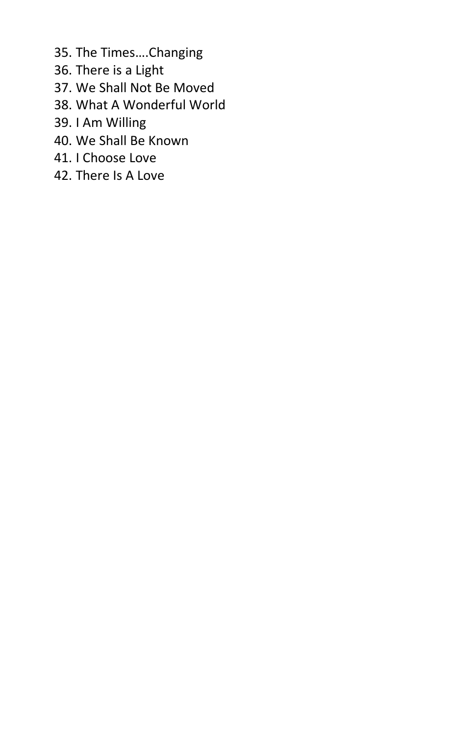35. The Times….Changing
36. There is a Light
37. We Shall Not Be Moved
38. What A Wonderful World
39. I Am Willing
40. We Shall Be Known
41. I Choose Love
42. There Is A Love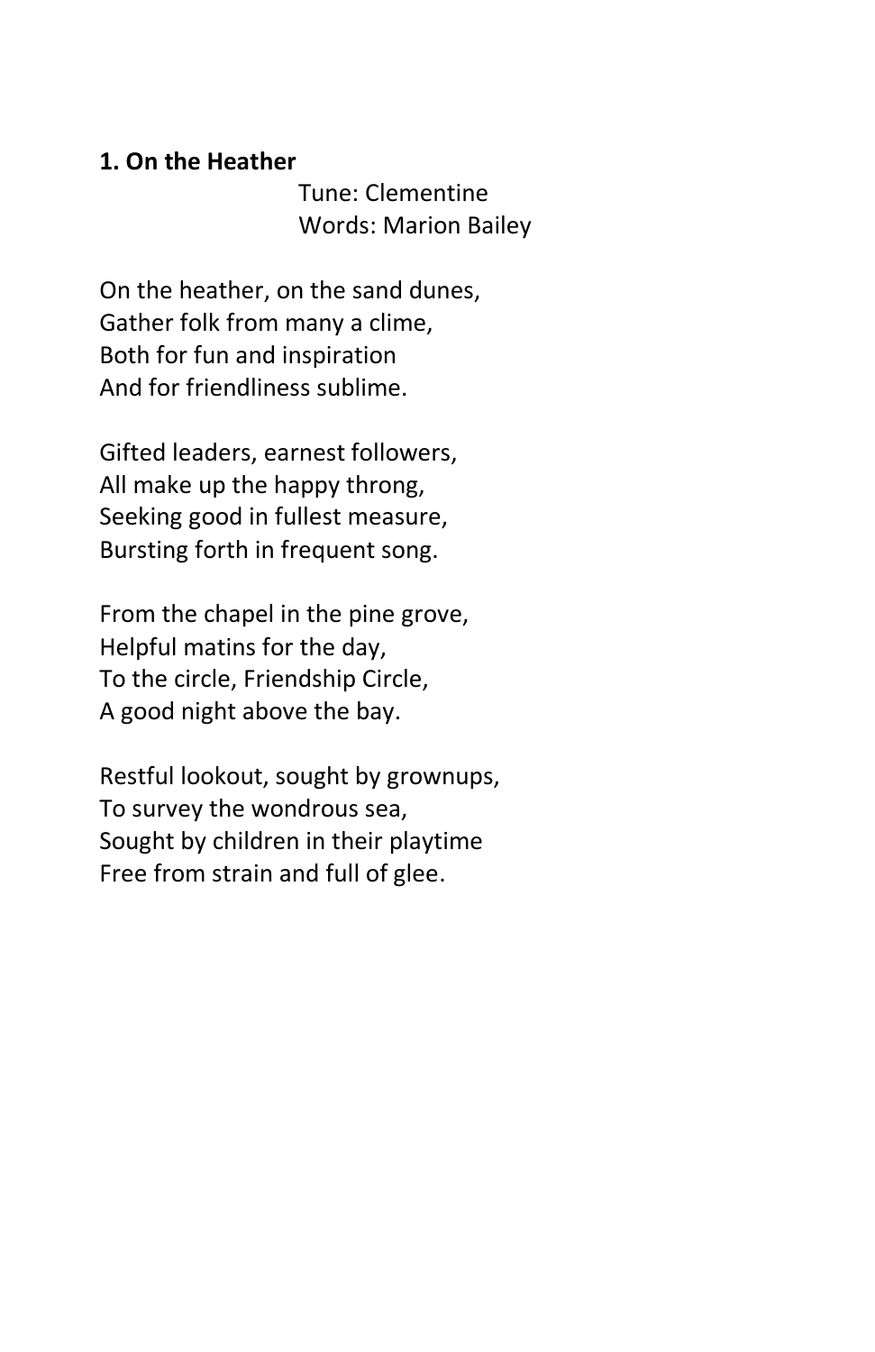**1. On the Heather**

Tune: Clementine
Words: Marion Bailey

On the heather, on the sand dunes,
Gather folk from many a clime,
Both for fun and inspiration
And for friendliness sublime.

Gifted leaders, earnest followers,
All make up the happy throng,
Seeking good in fullest measure,
Bursting forth in frequent song.

From the chapel in the pine grove,
Helpful matins for the day,
To the circle, Friendship Circle,
A good night above the bay.

Restful lookout, sought by grownups,
To survey the wondrous sea,
Sought by children in their playtime
Free from strain and full of glee.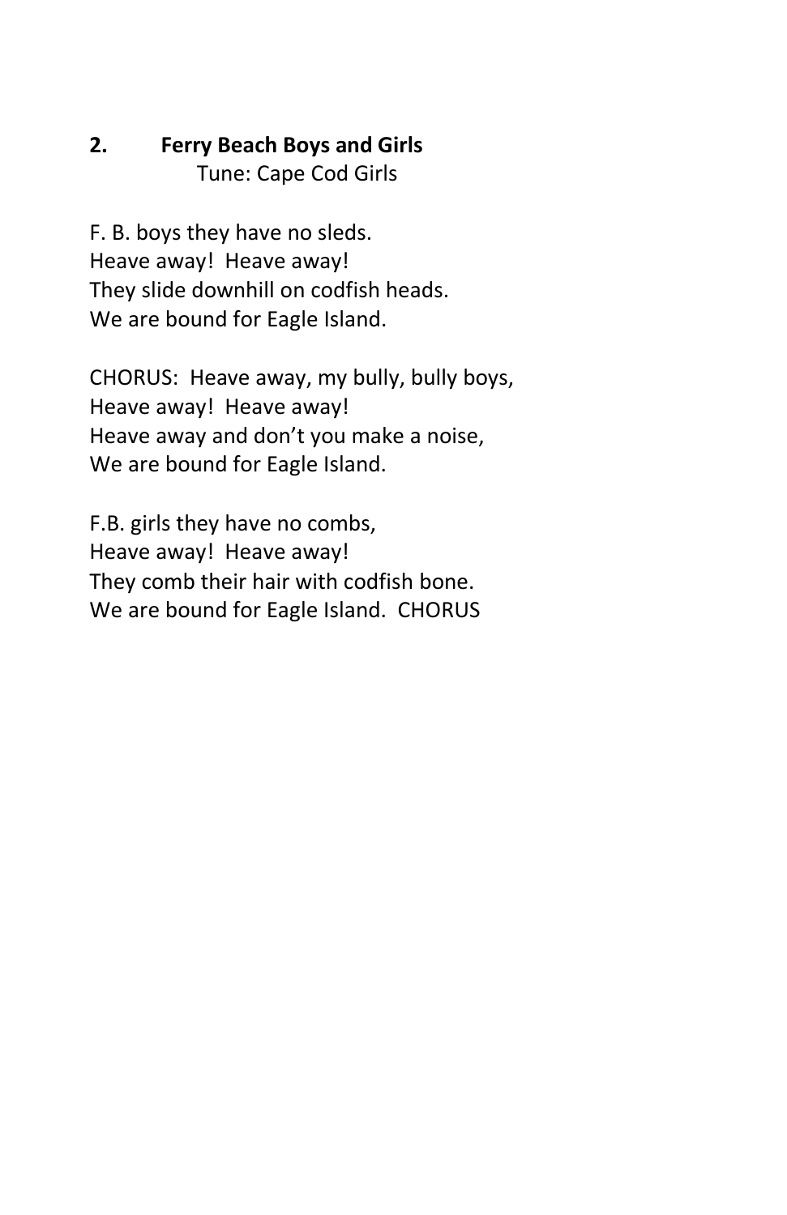## 2. Ferry Beach Boys and Girls

Tune: Cape Cod Girls

F. B. boys they have no sleds.
Heave away!  Heave away!
They slide downhill on codfish heads.
We are bound for Eagle Island.

CHORUS:  Heave away, my bully, bully boys,
Heave away!  Heave away!
Heave away and don't you make a noise,
We are bound for Eagle Island.

F.B. girls they have no combs,
Heave away!  Heave away!
They comb their hair with codfish bone.
We are bound for Eagle Island.  CHORUS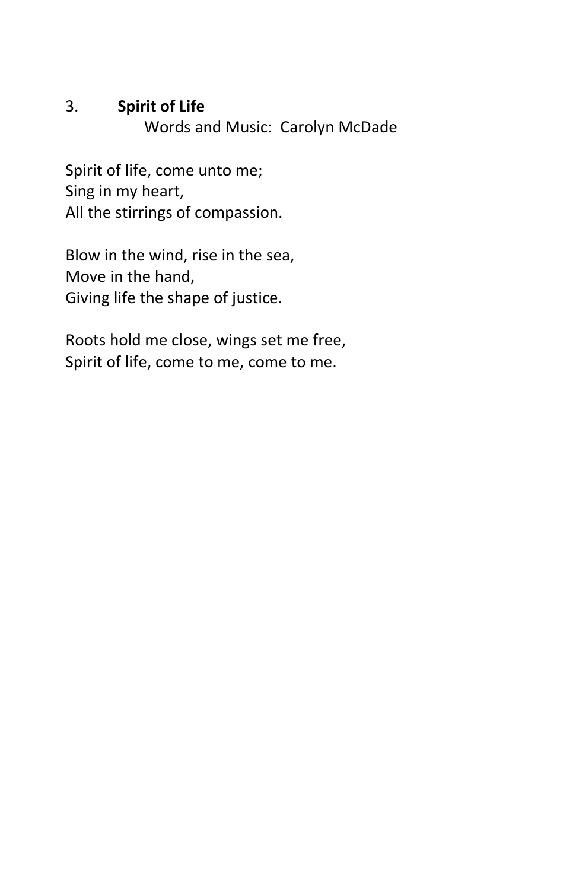3. **Spirit of Life**

Words and Music: Carolyn McDade

Spirit of life, come unto me;
Sing in my heart,
All the stirrings of compassion.

Blow in the wind, rise in the sea,
Move in the hand,
Giving life the shape of justice.

Roots hold me close, wings set me free,
Spirit of life, come to me, come to me.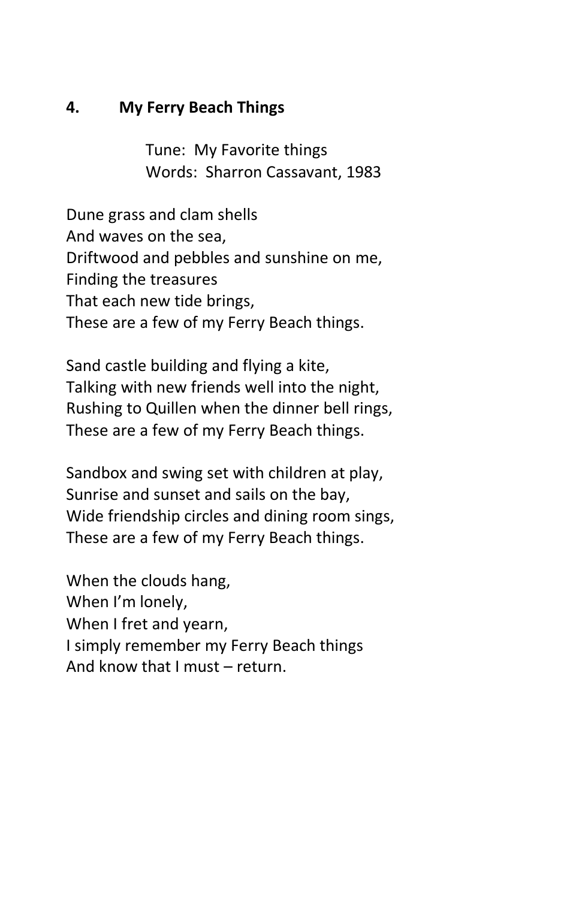### 4. My Ferry Beach Things

Tune: My Favorite things
Words: Sharron Cassavant, 1983

Dune grass and clam shells
And waves on the sea,
Driftwood and pebbles and sunshine on me,
Finding the treasures
That each new tide brings,
These are a few of my Ferry Beach things.

Sand castle building and flying a kite,
Talking with new friends well into the night,
Rushing to Quillen when the dinner bell rings,
These are a few of my Ferry Beach things.

Sandbox and swing set with children at play,
Sunrise and sunset and sails on the bay,
Wide friendship circles and dining room sings,
These are a few of my Ferry Beach things.

When the clouds hang,
When I'm lonely,
When I fret and yearn,
I simply remember my Ferry Beach things
And know that I must – return.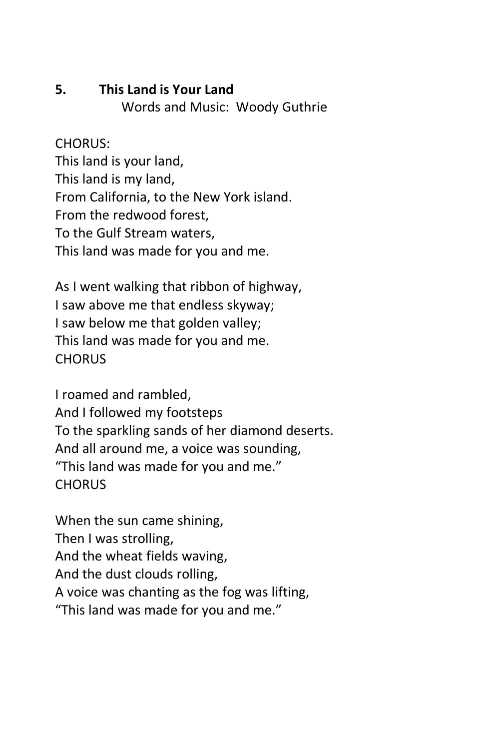**5. This Land is Your Land**

Words and Music: Woody Guthrie

CHORUS:
This land is your land,
This land is my land,
From California, to the New York island.
From the redwood forest,
To the Gulf Stream waters,
This land was made for you and me.

As I went walking that ribbon of highway,
I saw above me that endless skyway;
I saw below me that golden valley;
This land was made for you and me.
CHORUS

I roamed and rambled,
And I followed my footsteps
To the sparkling sands of her diamond deserts.
And all around me, a voice was sounding,
"This land was made for you and me."
CHORUS

When the sun came shining,
Then I was strolling,
And the wheat fields waving,
And the dust clouds rolling,
A voice was chanting as the fog was lifting,
"This land was made for you and me."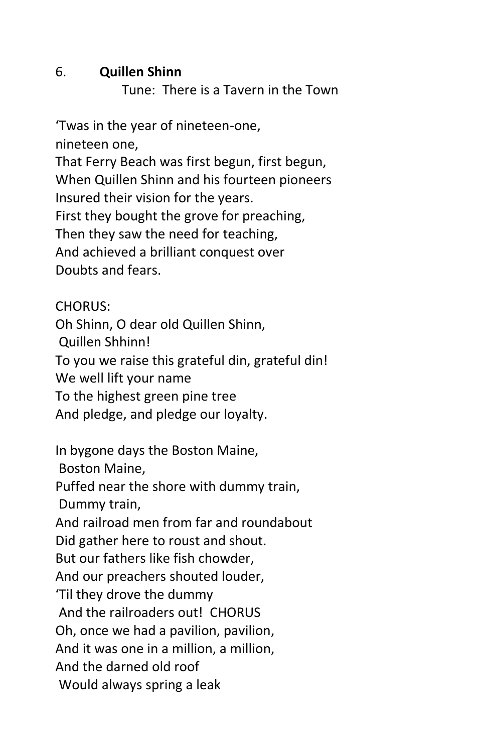6. **Quillen Shinn**

Tune: There is a Tavern in the Town

'Twas in the year of nineteen-one,
nineteen one,
That Ferry Beach was first begun, first begun,
When Quillen Shinn and his fourteen pioneers
Insured their vision for the years.
First they bought the grove for preaching,
Then they saw the need for teaching,
And achieved a brilliant conquest over
Doubts and fears.

CHORUS:
Oh Shinn, O dear old Quillen Shinn,
Quillen Shhinn!
To you we raise this grateful din, grateful din!
We well lift your name
To the highest green pine tree
And pledge, and pledge our loyalty.

In bygone days the Boston Maine,
Boston Maine,
Puffed near the shore with dummy train,
Dummy train,
And railroad men from far and roundabout
Did gather here to roust and shout.
But our fathers like fish chowder,
And our preachers shouted louder,
'Til they drove the dummy
And the railroaders out! CHORUS
Oh, once we had a pavilion, pavilion,
And it was one in a million, a million,
And the darned old roof
Would always spring a leak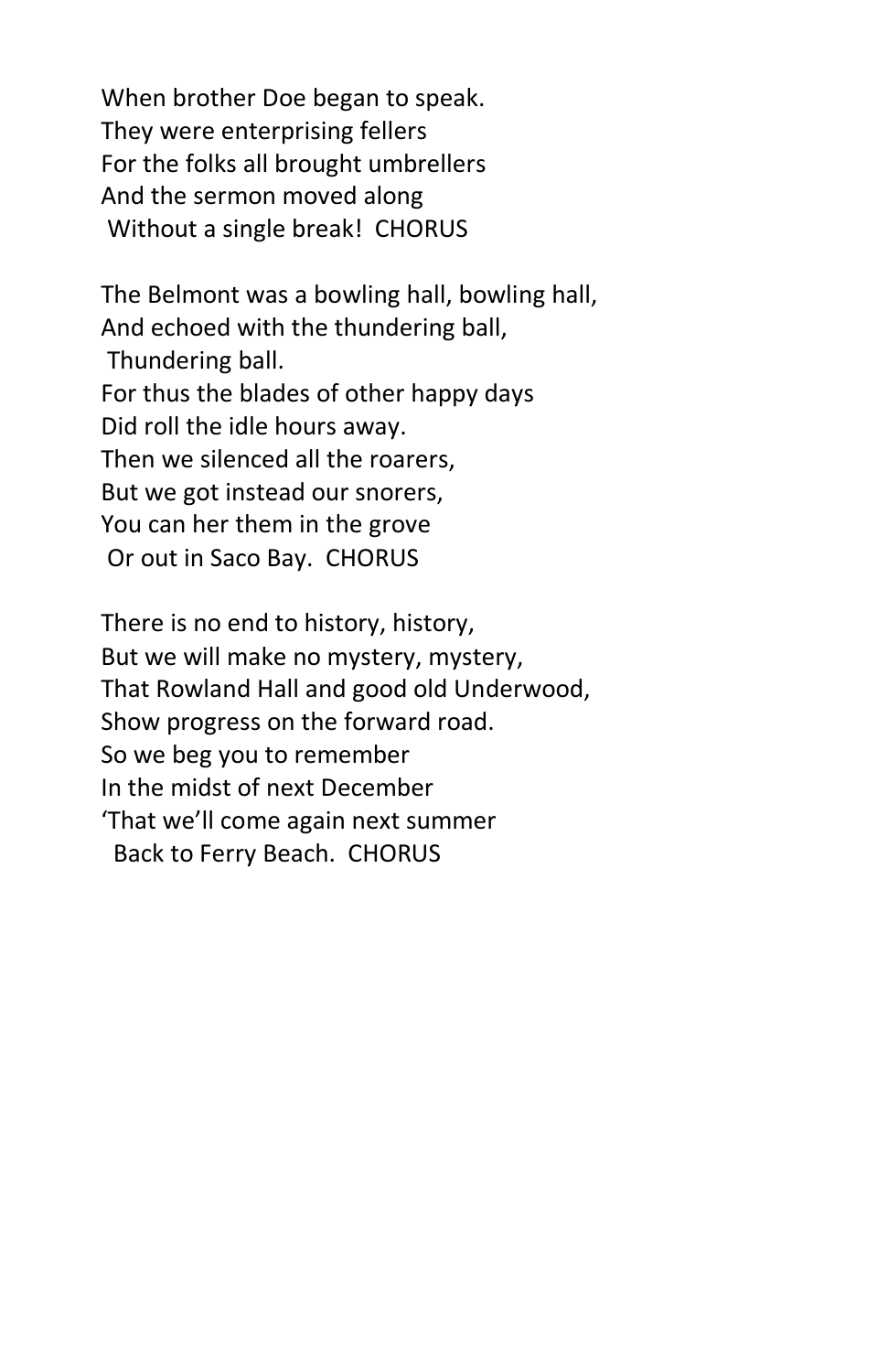When brother Doe began to speak.
They were enterprising fellers
For the folks all brought umbrellers
And the sermon moved along
 Without a single break!  CHORUS

The Belmont was a bowling hall, bowling hall,
And echoed with the thundering ball,
 Thundering ball.
For thus the blades of other happy days
Did roll the idle hours away.
Then we silenced all the roarers,
But we got instead our snorers,
You can her them in the grove
 Or out in Saco Bay.  CHORUS

There is no end to history, history,
But we will make no mystery, mystery,
That Rowland Hall and good old Underwood,
Show progress on the forward road.
So we beg you to remember
In the midst of next December
'That we'll come again next summer
  Back to Ferry Beach.  CHORUS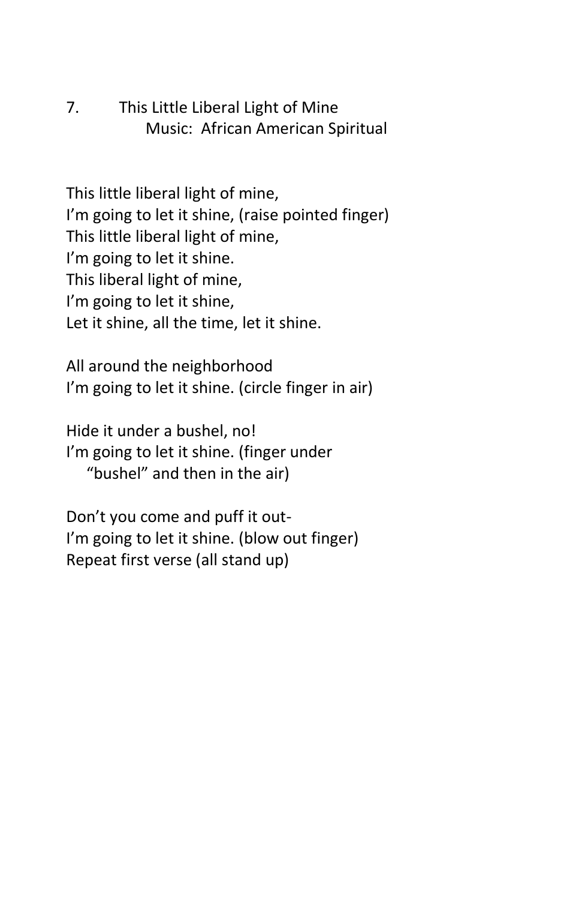## 7. This Little Liberal Light of Mine

Music: African American Spiritual

This little liberal light of mine,
I'm going to let it shine, (raise pointed finger)
This little liberal light of mine,
I'm going to let it shine.
This liberal light of mine,
I'm going to let it shine,
Let it shine, all the time, let it shine.

All around the neighborhood
I'm going to let it shine. (circle finger in air)

Hide it under a bushel, no!
I'm going to let it shine. (finger under
"bushel" and then in the air)

Don't you come and puff it out-
I'm going to let it shine. (blow out finger)
Repeat first verse (all stand up)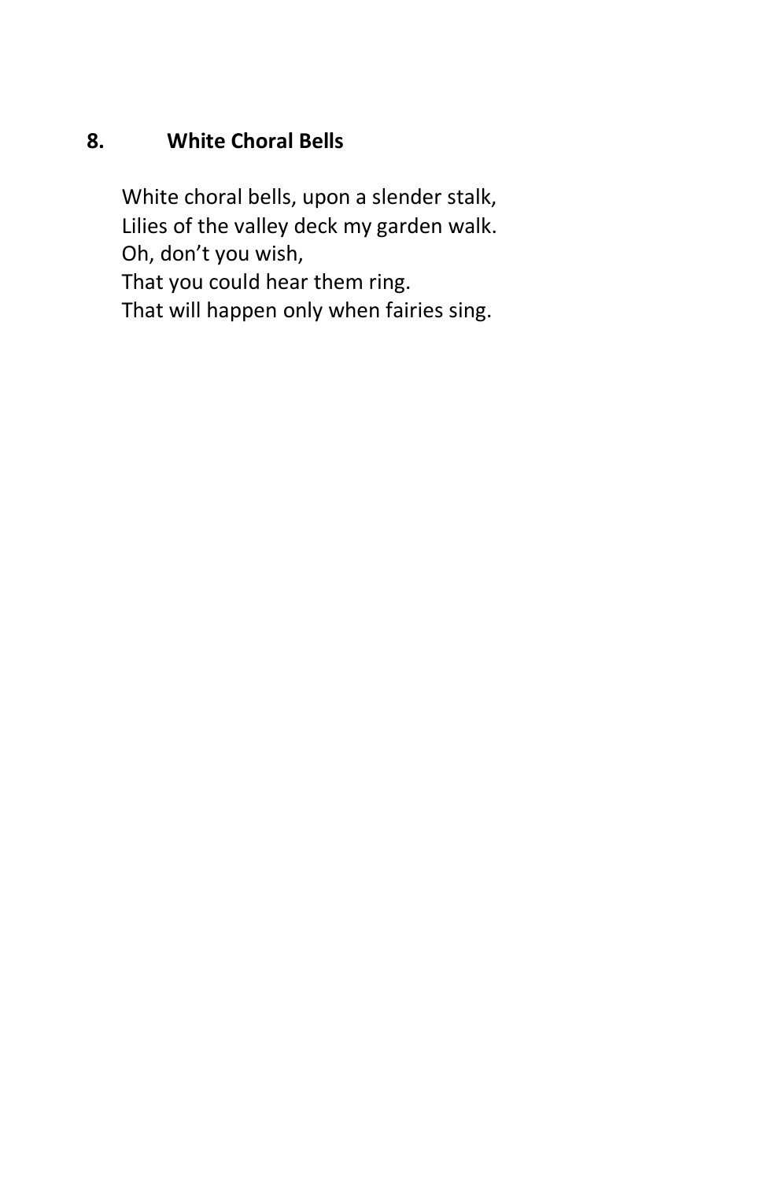## 8. White Choral Bells

White choral bells, upon a slender stalk,  
Lilies of the valley deck my garden walk.  
Oh, don't you wish,  
That you could hear them ring.  
That will happen only when fairies sing.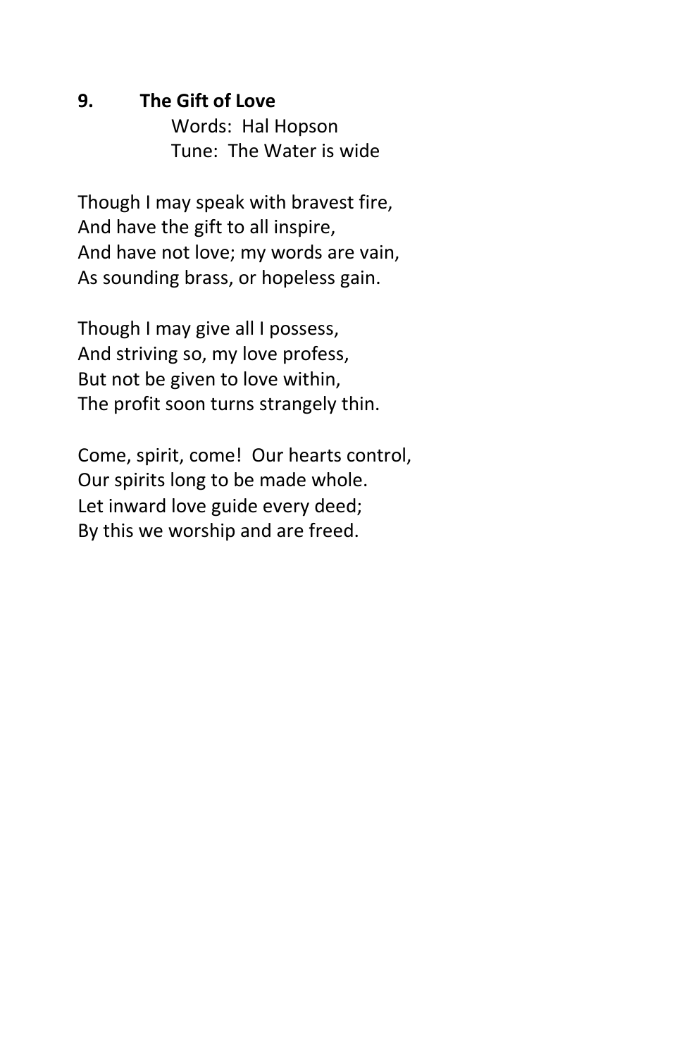**9. The Gift of Love**

Words: Hal Hopson
Tune: The Water is wide

Though I may speak with bravest fire,
And have the gift to all inspire,
And have not love; my words are vain,
As sounding brass, or hopeless gain.

Though I may give all I possess,
And striving so, my love profess,
But not be given to love within,
The profit soon turns strangely thin.

Come, spirit, come! Our hearts control,
Our spirits long to be made whole.
Let inward love guide every deed;
By this we worship and are freed.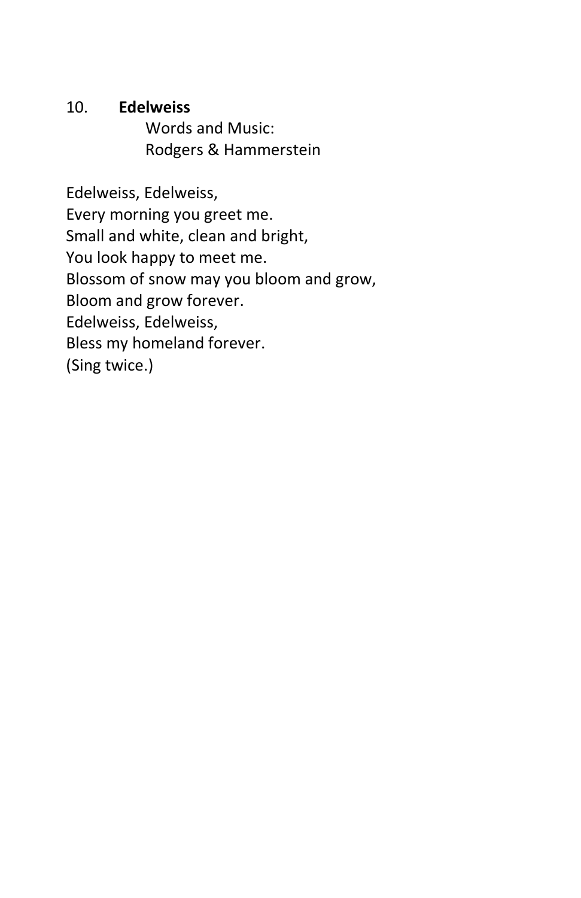10. **Edelweiss**

Words and Music:
Rodgers & Hammerstein

Edelweiss, Edelweiss,
Every morning you greet me.
Small and white, clean and bright,
You look happy to meet me.
Blossom of snow may you bloom and grow,
Bloom and grow forever.
Edelweiss, Edelweiss,
Bless my homeland forever.
(Sing twice.)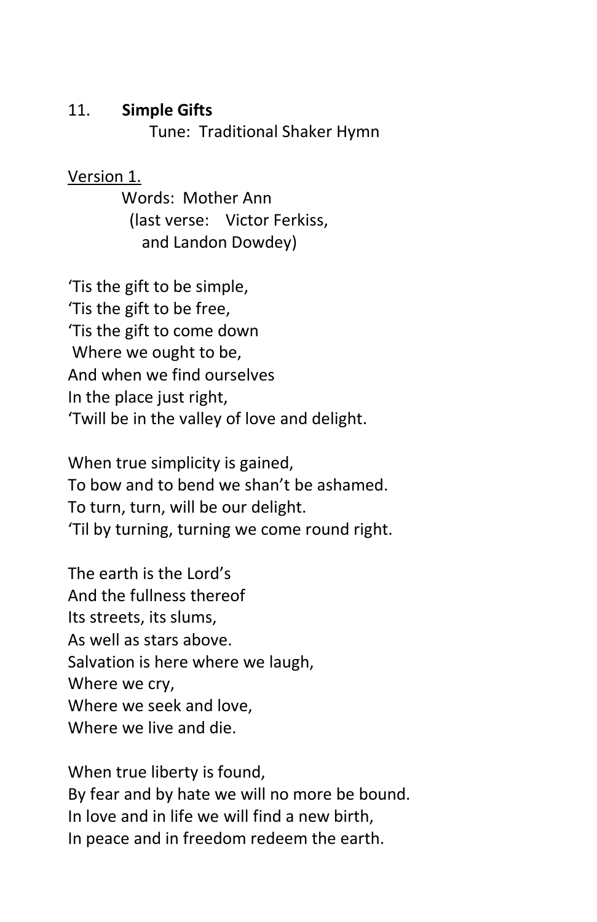## 11. **Simple Gifts**

Tune: Traditional Shaker Hymn

Version 1.

Words: Mother Ann
(last verse: Victor Ferkiss,
and Landon Dowdey)

‘Tis the gift to be simple,
‘Tis the gift to be free,
‘Tis the gift to come down
Where we ought to be,
And when we find ourselves
In the place just right,
‘Twill be in the valley of love and delight.

When true simplicity is gained,
To bow and to bend we shan’t be ashamed.
To turn, turn, will be our delight.
‘Til by turning, turning we come round right.

The earth is the Lord’s
And the fullness thereof
Its streets, its slums,
As well as stars above.
Salvation is here where we laugh,
Where we cry,
Where we seek and love,
Where we live and die.

When true liberty is found,
By fear and by hate we will no more be bound.
In love and in life we will find a new birth,
In peace and in freedom redeem the earth.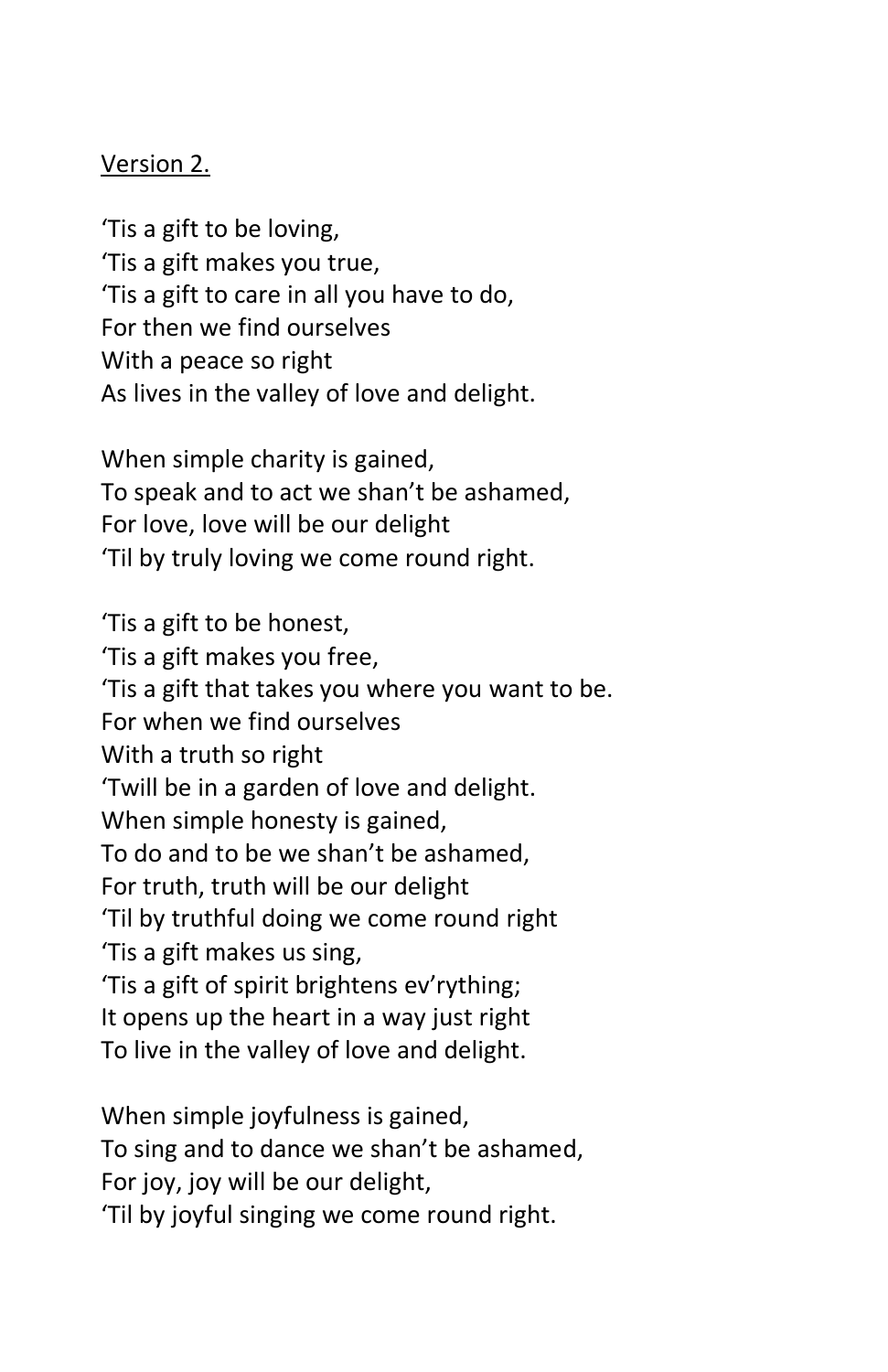<u>Version 2.</u>

'Tis a gift to be loving,
'Tis a gift makes you true,
'Tis a gift to care in all you have to do,
For then we find ourselves
With a peace so right
As lives in the valley of love and delight.

When simple charity is gained,
To speak and to act we shan't be ashamed,
For love, love will be our delight
'Til by truly loving we come round right.

'Tis a gift to be honest,
'Tis a gift makes you free,
'Tis a gift that takes you where you want to be.
For when we find ourselves
With a truth so right
'Twill be in a garden of love and delight.
When simple honesty is gained,
To do and to be we shan't be ashamed,
For truth, truth will be our delight
'Til by truthful doing we come round right
'Tis a gift makes us sing,
'Tis a gift of spirit brightens ev'rything;
It opens up the heart in a way just right
To live in the valley of love and delight.

When simple joyfulness is gained,
To sing and to dance we shan't be ashamed,
For joy, joy will be our delight,
'Til by joyful singing we come round right.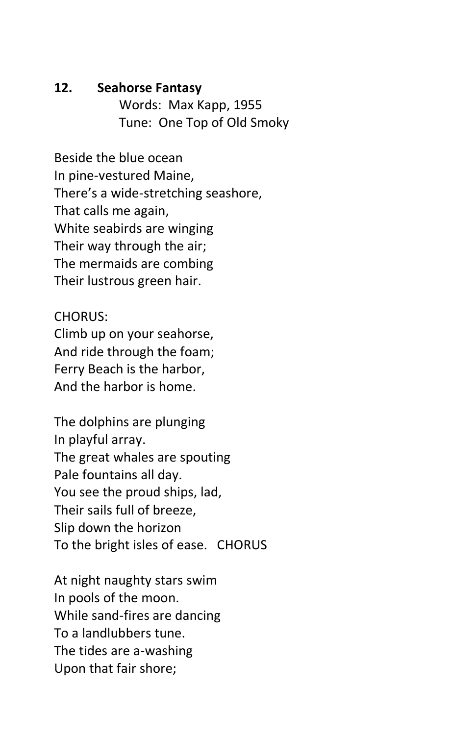**12. Seahorse Fantasy**

Words: Max Kapp, 1955
Tune: One Top of Old Smoky

Beside the blue ocean
In pine-vestured Maine,
There's a wide-stretching seashore,
That calls me again,
White seabirds are winging
Their way through the air;
The mermaids are combing
Their lustrous green hair.

CHORUS:
Climb up on your seahorse,
And ride through the foam;
Ferry Beach is the harbor,
And the harbor is home.

The dolphins are plunging
In playful array.
The great whales are spouting
Pale fountains all day.
You see the proud ships, lad,
Their sails full of breeze,
Slip down the horizon
To the bright isles of ease. CHORUS

At night naughty stars swim
In pools of the moon.
While sand-fires are dancing
To a landlubbers tune.
The tides are a-washing
Upon that fair shore;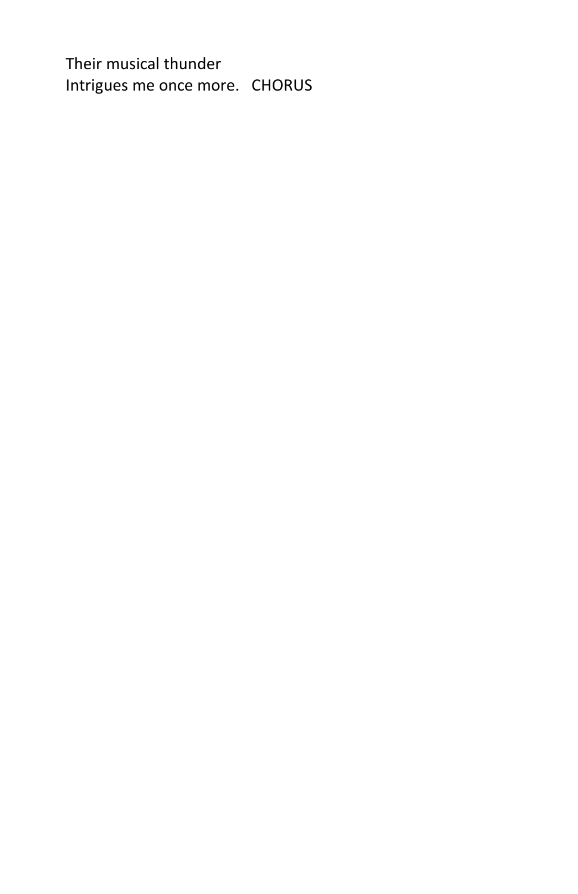Their musical thunder
Intrigues me once more.   CHORUS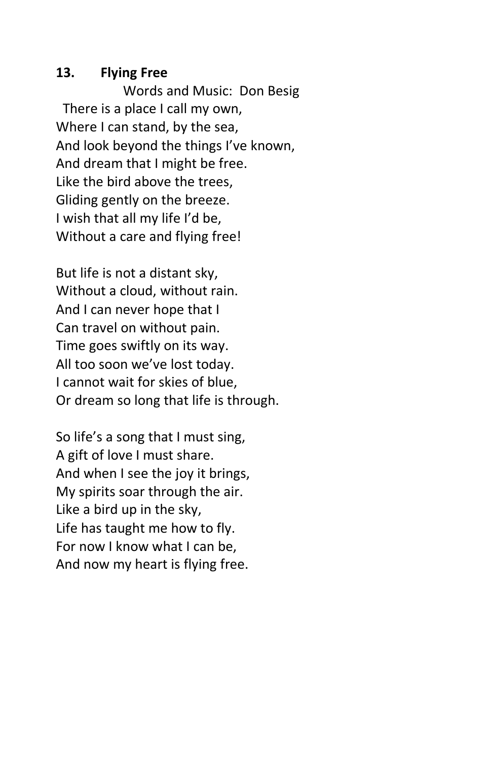## 13. Flying Free

Words and Music: Don Besig

There is a place I call my own,
Where I can stand, by the sea,
And look beyond the things I've known,
And dream that I might be free.
Like the bird above the trees,
Gliding gently on the breeze.
I wish that all my life I'd be,
Without a care and flying free!

But life is not a distant sky,
Without a cloud, without rain.
And I can never hope that I
Can travel on without pain.
Time goes swiftly on its way.
All too soon we've lost today.
I cannot wait for skies of blue,
Or dream so long that life is through.

So life's a song that I must sing,
A gift of love I must share.
And when I see the joy it brings,
My spirits soar through the air.
Like a bird up in the sky,
Life has taught me how to fly.
For now I know what I can be,
And now my heart is flying free.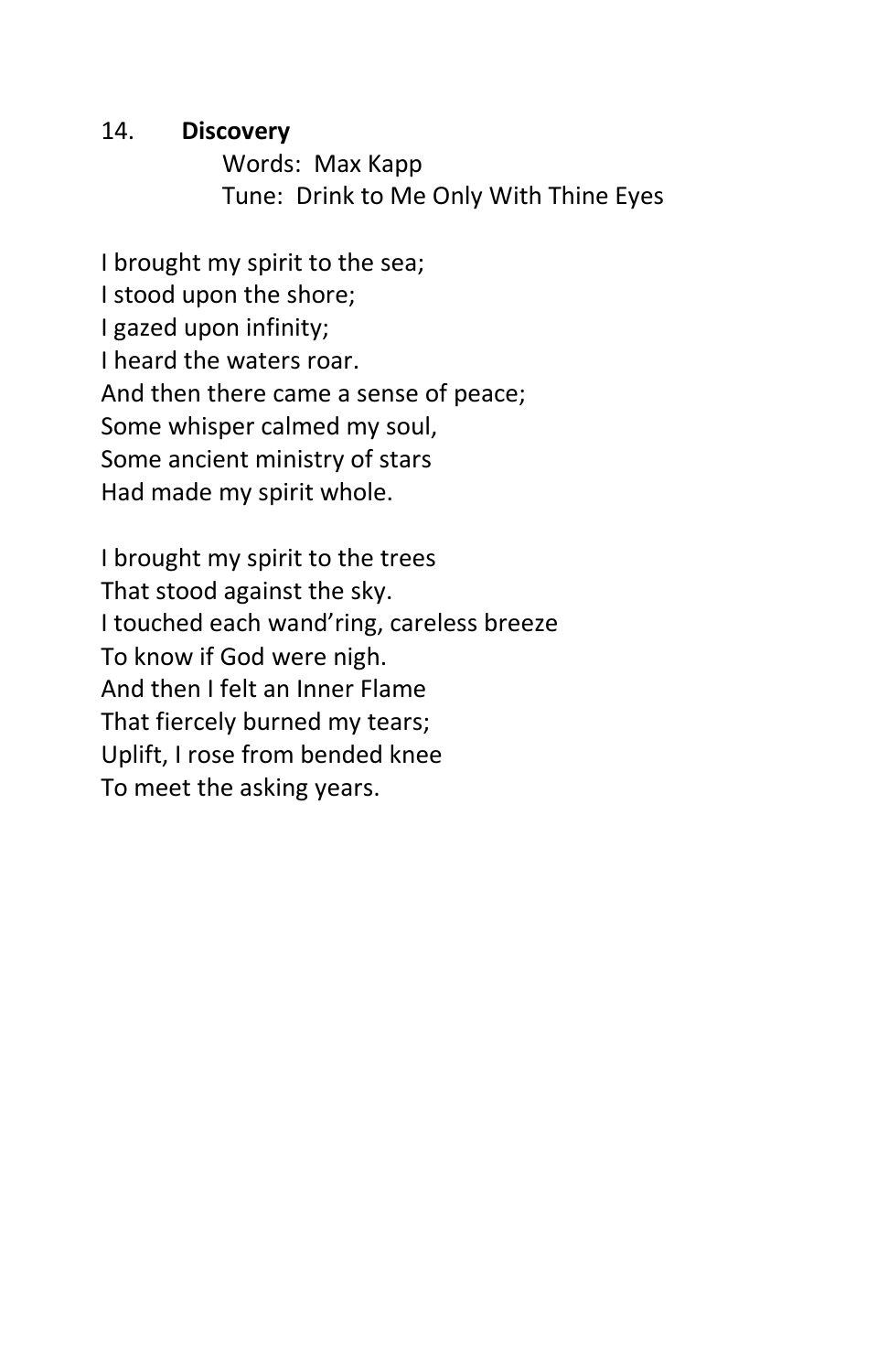## 14. **Discovery**

Words: Max Kapp
Tune: Drink to Me Only With Thine Eyes

I brought my spirit to the sea;
I stood upon the shore;
I gazed upon infinity;
I heard the waters roar.
And then there came a sense of peace;
Some whisper calmed my soul,
Some ancient ministry of stars
Had made my spirit whole.

I brought my spirit to the trees
That stood against the sky.
I touched each wand'ring, careless breeze
To know if God were nigh.
And then I felt an Inner Flame
That fiercely burned my tears;
Uplift, I rose from bended knee
To meet the asking years.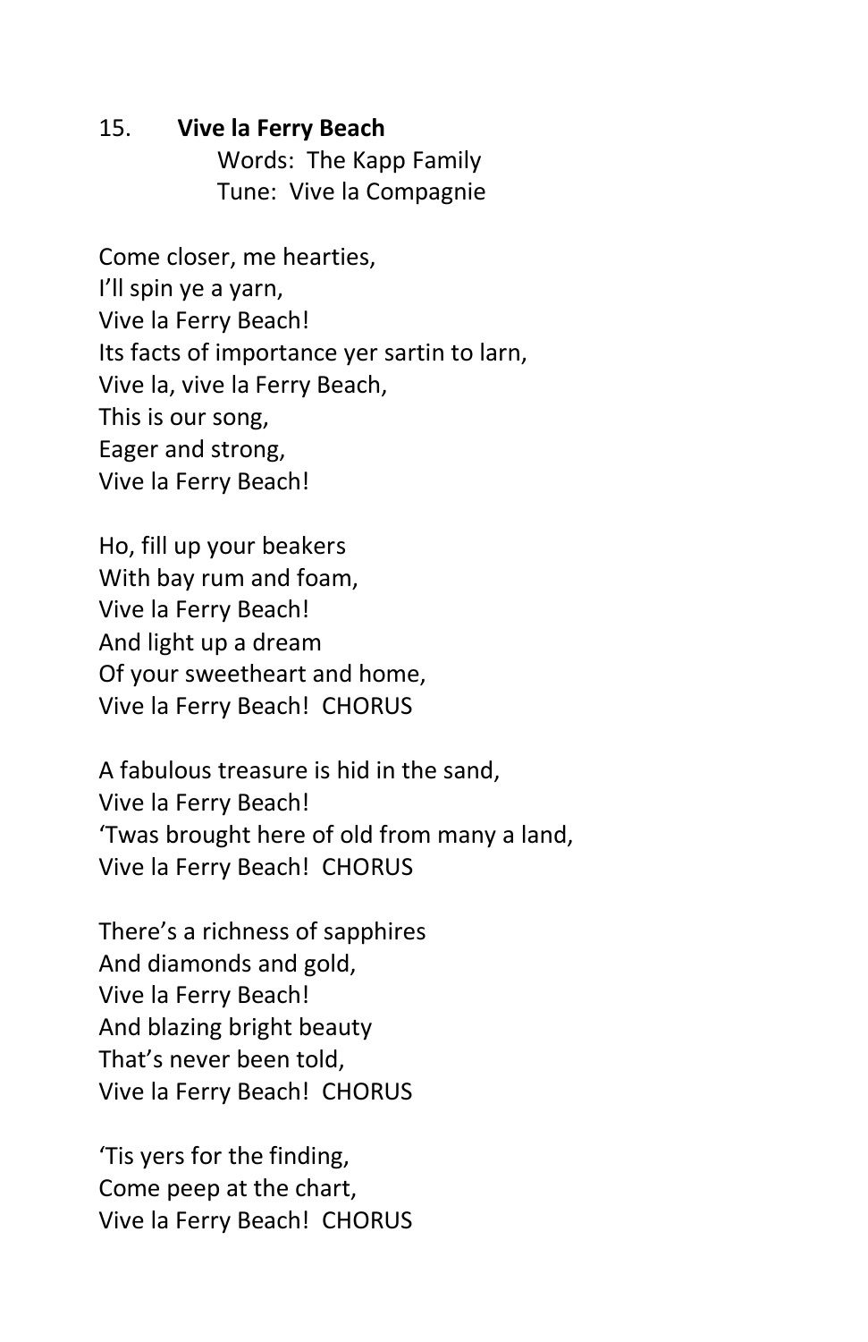15. **Vive la Ferry Beach**
Words: The Kapp Family
Tune: Vive la Compagnie

Come closer, me hearties,
I'll spin ye a yarn,
Vive la Ferry Beach!
Its facts of importance yer sartin to larn,
Vive la, vive la Ferry Beach,
This is our song,
Eager and strong,
Vive la Ferry Beach!

Ho, fill up your beakers
With bay rum and foam,
Vive la Ferry Beach!
And light up a dream
Of your sweetheart and home,
Vive la Ferry Beach! CHORUS

A fabulous treasure is hid in the sand,
Vive la Ferry Beach!
'Twas brought here of old from many a land,
Vive la Ferry Beach! CHORUS

There's a richness of sapphires
And diamonds and gold,
Vive la Ferry Beach!
And blazing bright beauty
That's never been told,
Vive la Ferry Beach! CHORUS

'Tis yers for the finding,
Come peep at the chart,
Vive la Ferry Beach! CHORUS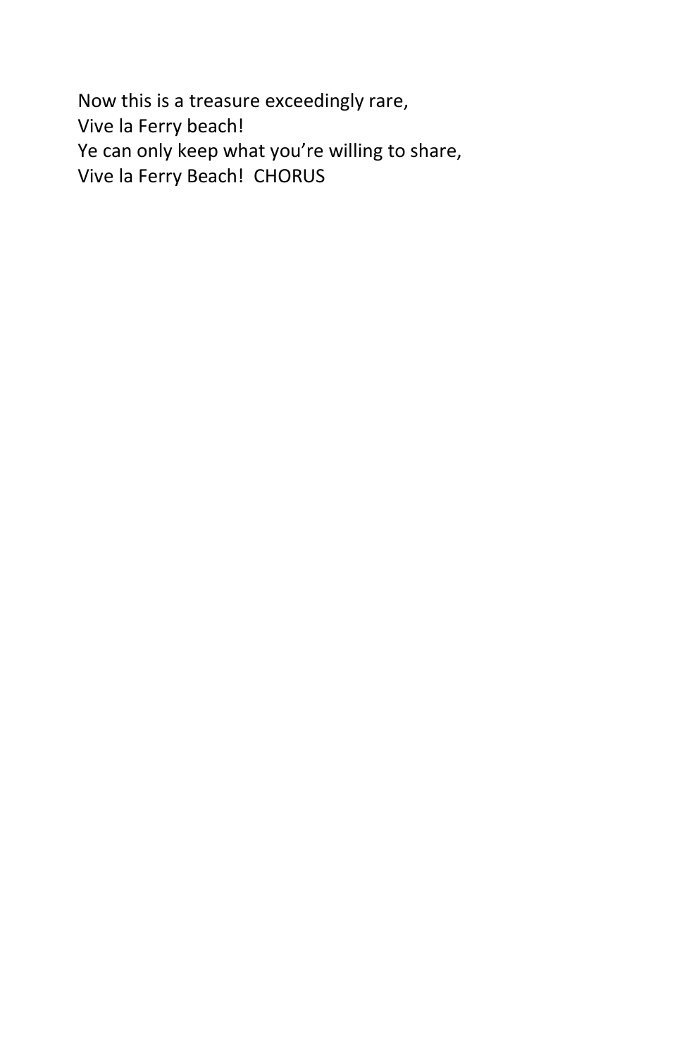Now this is a treasure exceedingly rare,  
Vive la Ferry beach!  
Ye can only keep what you're willing to share,  
Vive la Ferry Beach!  CHORUS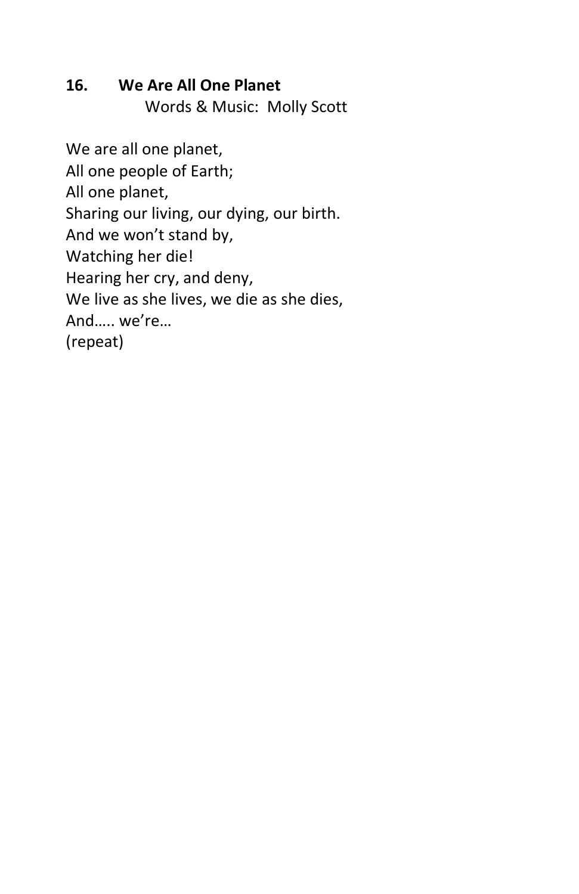## 16. We Are All One Planet

Words & Music: Molly Scott

We are all one planet,  
All one people of Earth;  
All one planet,  
Sharing our living, our dying, our birth.  
And we won't stand by,  
Watching her die!  
Hearing her cry, and deny,  
We live as she lives, we die as she dies,  
And….. we're…  
(repeat)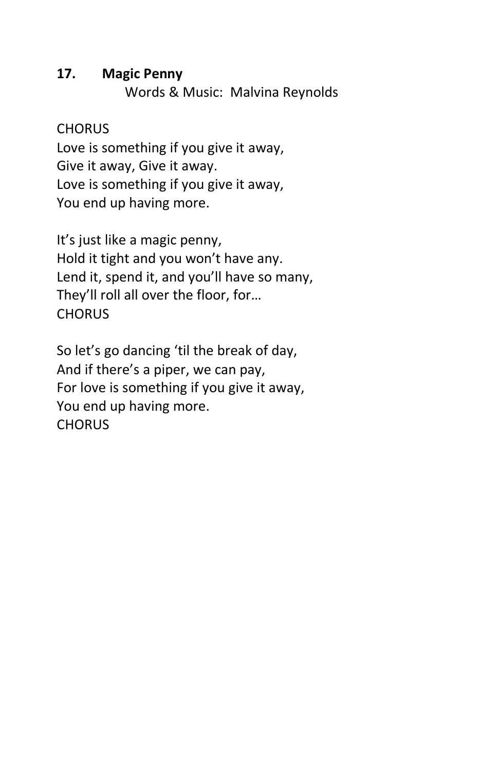**17. Magic Penny**

Words & Music: Malvina Reynolds

CHORUS
Love is something if you give it away,
Give it away, Give it away.
Love is something if you give it away,
You end up having more.

It's just like a magic penny,
Hold it tight and you won't have any.
Lend it, spend it, and you'll have so many,
They'll roll all over the floor, for…
CHORUS

So let's go dancing 'til the break of day,
And if there's a piper, we can pay,
For love is something if you give it away,
You end up having more.
CHORUS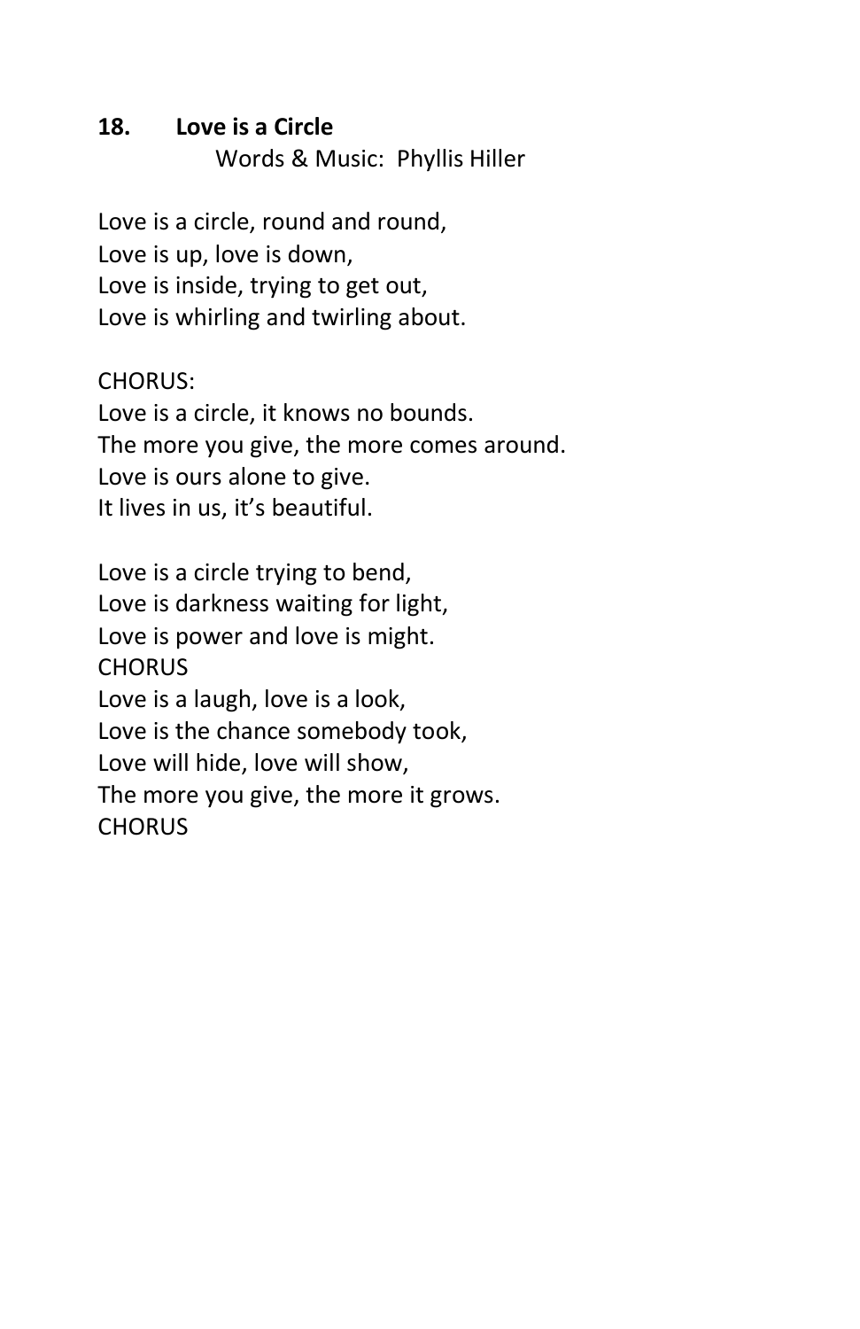## 18. Love is a Circle

Words & Music: Phyllis Hiller

Love is a circle, round and round,
Love is up, love is down,
Love is inside, trying to get out,
Love is whirling and twirling about.

CHORUS:
Love is a circle, it knows no bounds.
The more you give, the more comes around.
Love is ours alone to give.
It lives in us, it's beautiful.

Love is a circle trying to bend,
Love is darkness waiting for light,
Love is power and love is might.
CHORUS
Love is a laugh, love is a look,
Love is the chance somebody took,
Love will hide, love will show,
The more you give, the more it grows.
CHORUS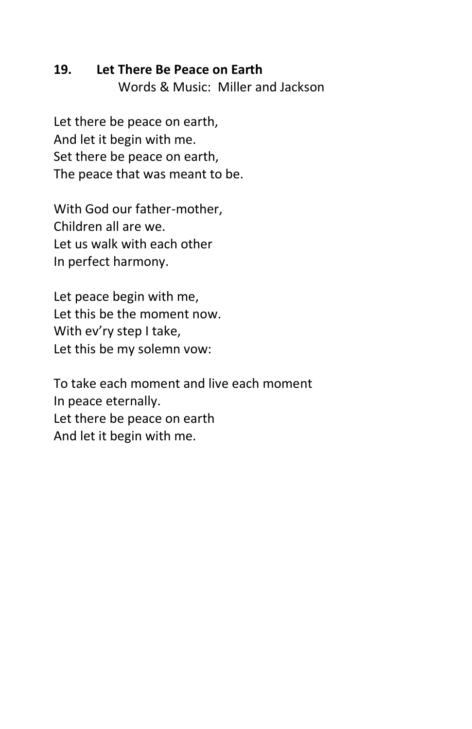### 19. Let There Be Peace on Earth

Words & Music: Miller and Jackson

Let there be peace on earth,
And let it begin with me.
Set there be peace on earth,
The peace that was meant to be.

With God our father-mother,
Children all are we.
Let us walk with each other
In perfect harmony.

Let peace begin with me,
Let this be the moment now.
With ev'ry step I take,
Let this be my solemn vow:

To take each moment and live each moment
In peace eternally.
Let there be peace on earth
And let it begin with me.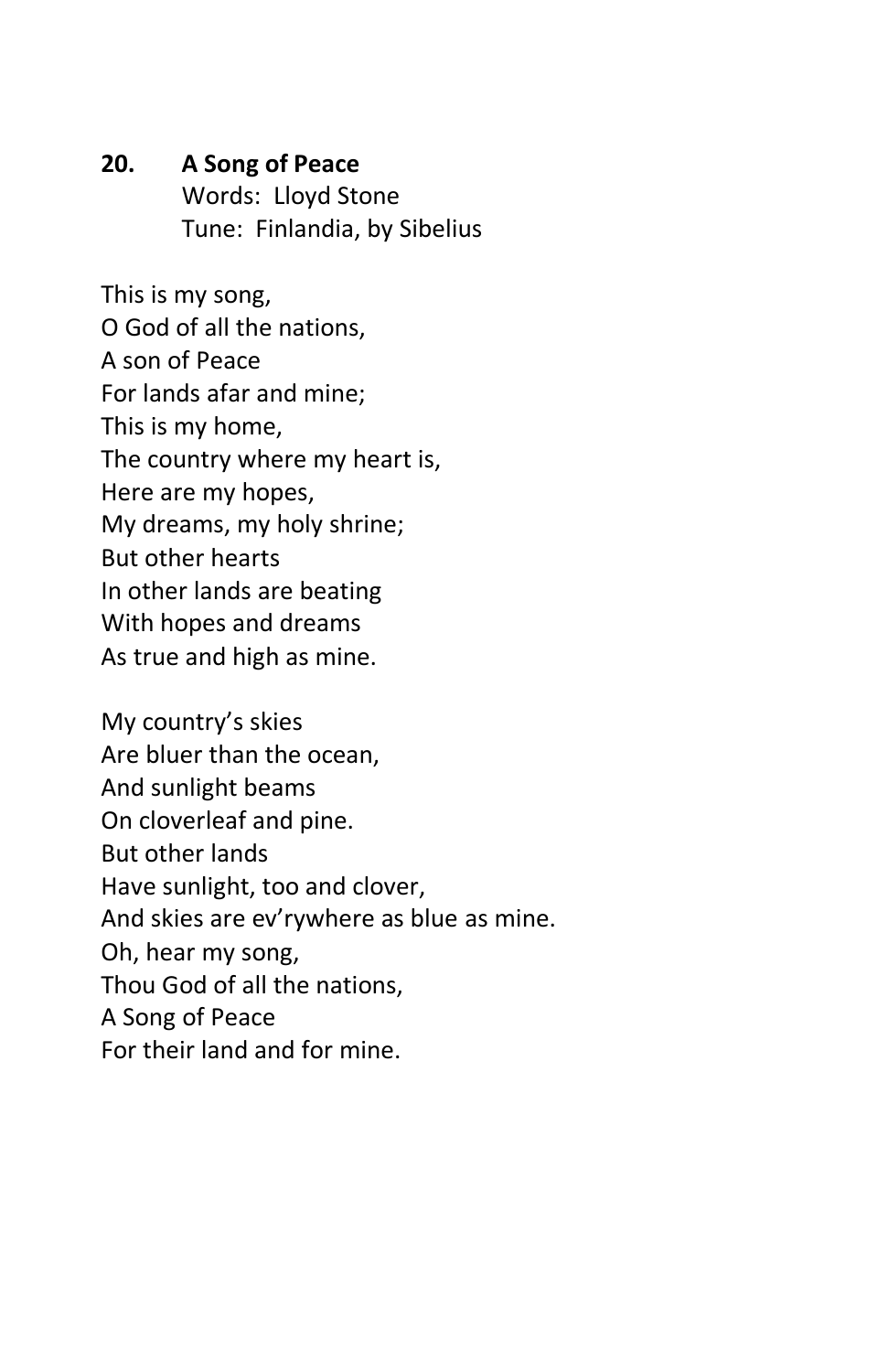**20. A Song of Peace**
Words: Lloyd Stone
Tune: Finlandia, by Sibelius

This is my song,
O God of all the nations,
A son of Peace
For lands afar and mine;
This is my home,
The country where my heart is,
Here are my hopes,
My dreams, my holy shrine;
But other hearts
In other lands are beating
With hopes and dreams
As true and high as mine.

My country's skies
Are bluer than the ocean,
And sunlight beams
On cloverleaf and pine.
But other lands
Have sunlight, too and clover,
And skies are ev'rywhere as blue as mine.
Oh, hear my song,
Thou God of all the nations,
A Song of Peace
For their land and for mine.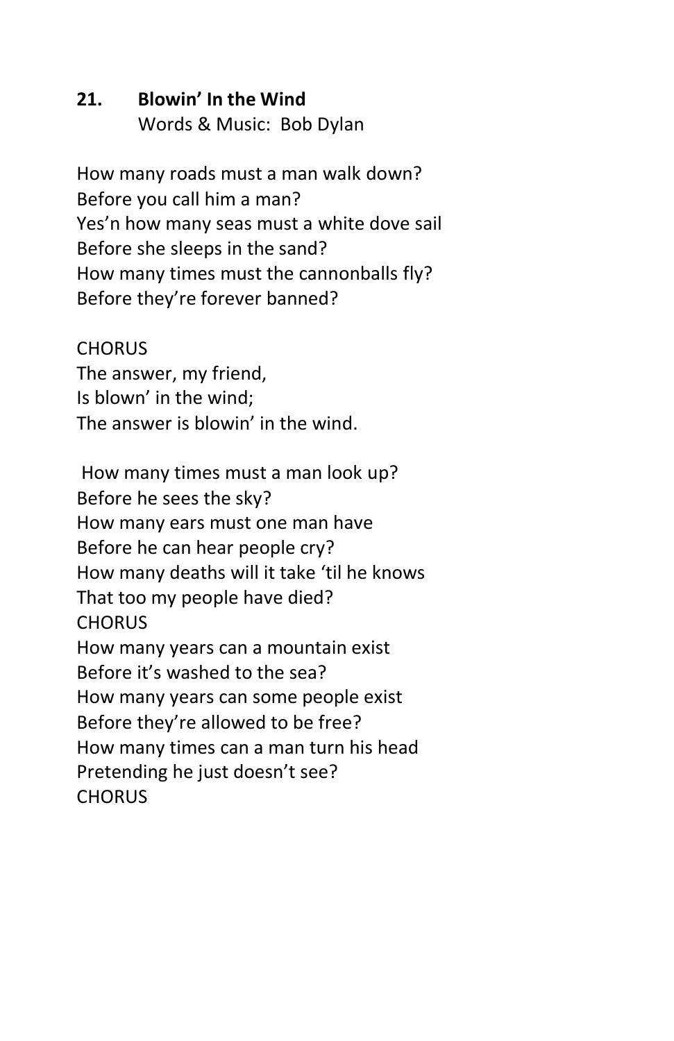**21. Blowin' In the Wind**
Words & Music: Bob Dylan

How many roads must a man walk down?
Before you call him a man?
Yes'n how many seas must a white dove sail
Before she sleeps in the sand?
How many times must the cannonballs fly?
Before they're forever banned?

CHORUS
The answer, my friend,
Is blown' in the wind;
The answer is blowin' in the wind.

How many times must a man look up?
Before he sees the sky?
How many ears must one man have
Before he can hear people cry?
How many deaths will it take 'til he knows
That too my people have died?
CHORUS
How many years can a mountain exist
Before it's washed to the sea?
How many years can some people exist
Before they're allowed to be free?
How many times can a man turn his head
Pretending he just doesn't see?
CHORUS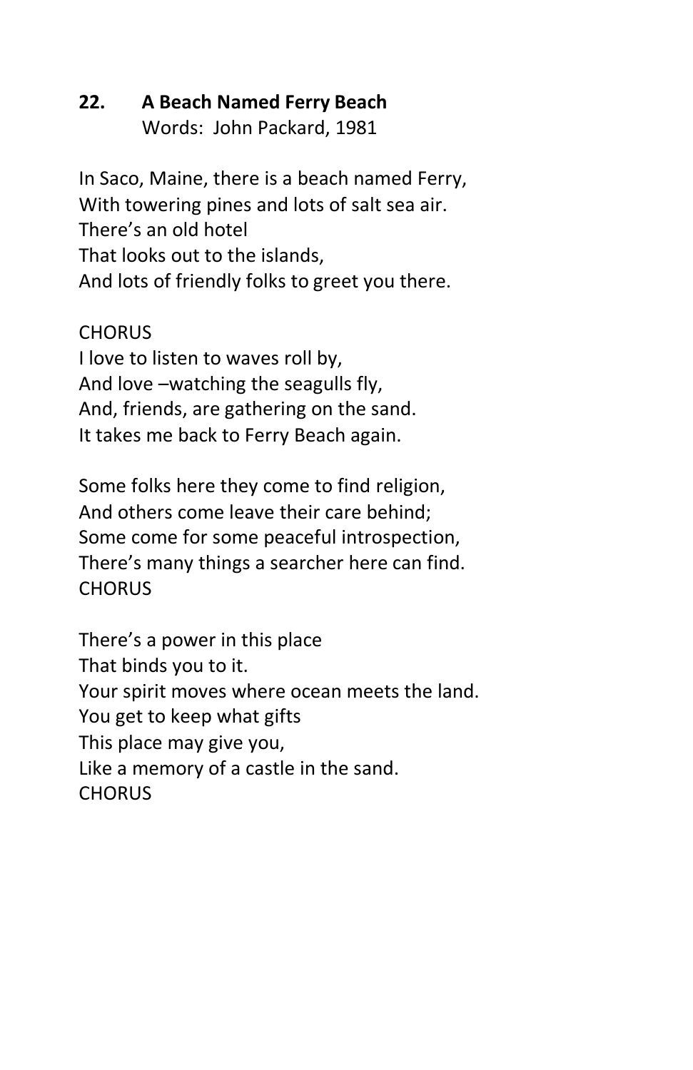## 22. A Beach Named Ferry Beach

Words: John Packard, 1981

In Saco, Maine, there is a beach named Ferry,
With towering pines and lots of salt sea air.
There's an old hotel
That looks out to the islands,
And lots of friendly folks to greet you there.

CHORUS
I love to listen to waves roll by,
And love –watching the seagulls fly,
And, friends, are gathering on the sand.
It takes me back to Ferry Beach again.

Some folks here they come to find religion,
And others come leave their care behind;
Some come for some peaceful introspection,
There's many things a searcher here can find.
CHORUS

There's a power in this place
That binds you to it.
Your spirit moves where ocean meets the land.
You get to keep what gifts
This place may give you,
Like a memory of a castle in the sand.
CHORUS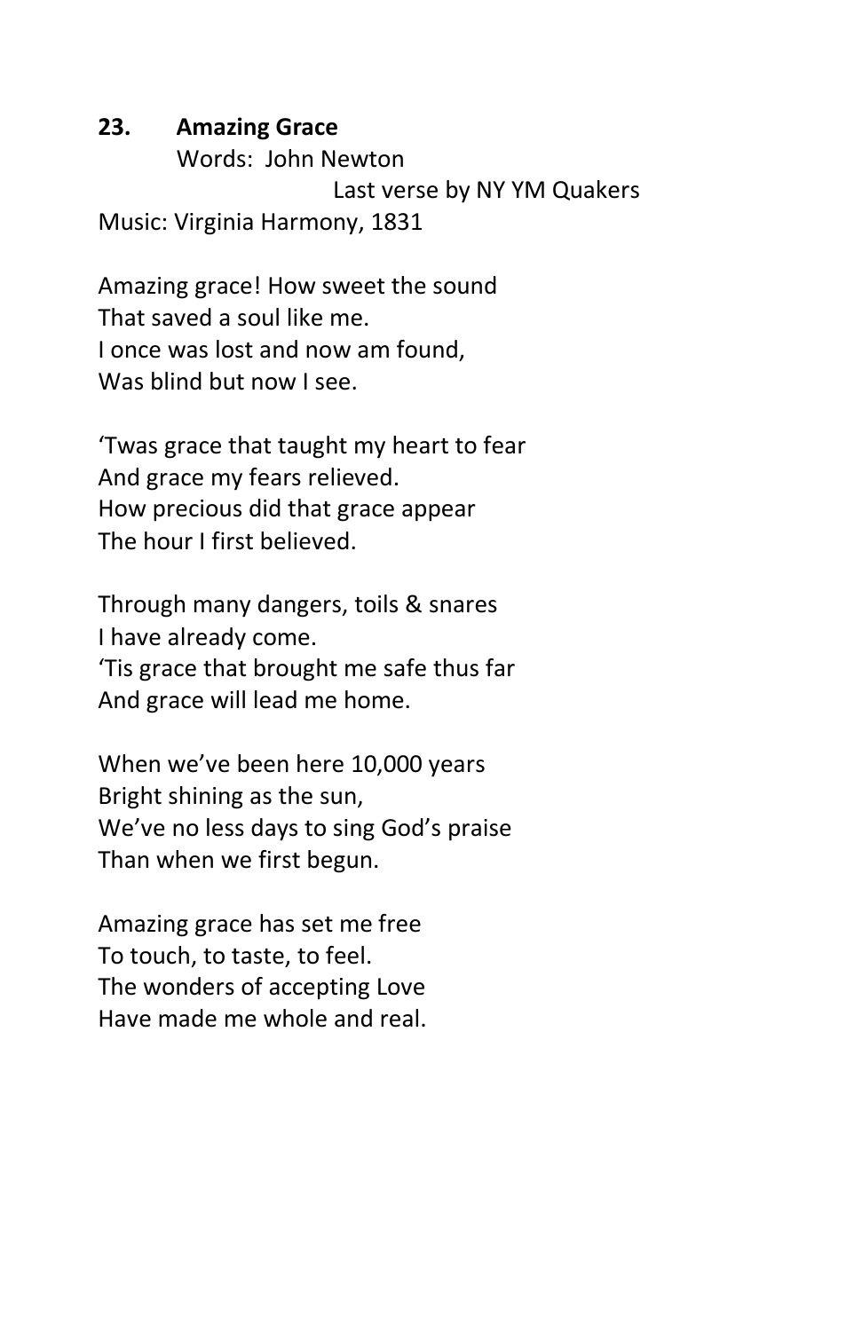**23. Amazing Grace**

Words: John Newton

Last verse by NY YM Quakers

Music: Virginia Harmony, 1831

Amazing grace! How sweet the sound  
That saved a soul like me.  
I once was lost and now am found,  
Was blind but now I see.

'Twas grace that taught my heart to fear  
And grace my fears relieved.  
How precious did that grace appear  
The hour I first believed.

Through many dangers, toils & snares  
I have already come.  
'Tis grace that brought me safe thus far  
And grace will lead me home.

When we've been here 10,000 years  
Bright shining as the sun,  
We've no less days to sing God's praise  
Than when we first begun.

Amazing grace has set me free  
To touch, to taste, to feel.  
The wonders of accepting Love  
Have made me whole and real.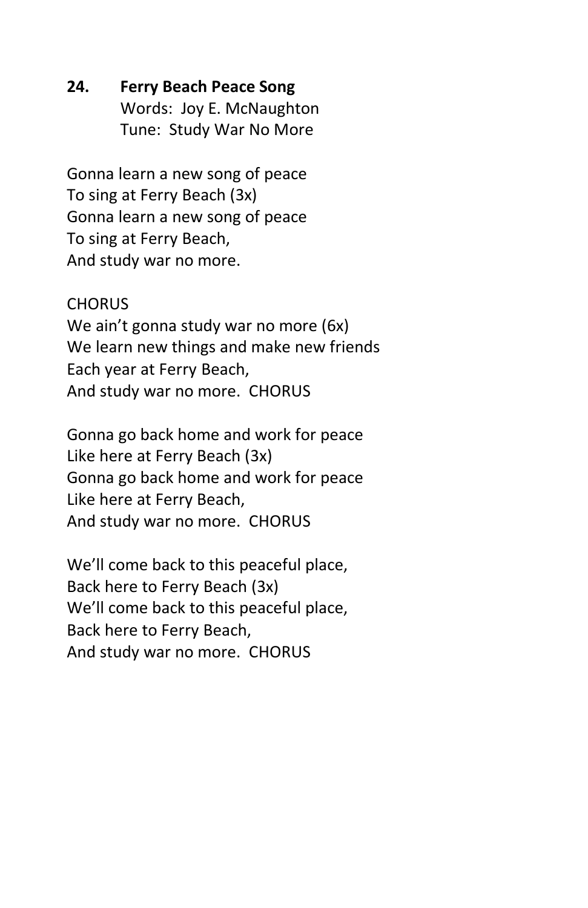## 24. Ferry Beach Peace Song

Words: Joy E. McNaughton
Tune: Study War No More

Gonna learn a new song of peace
To sing at Ferry Beach (3x)
Gonna learn a new song of peace
To sing at Ferry Beach,
And study war no more.

CHORUS
We ain't gonna study war no more (6x)
We learn new things and make new friends
Each year at Ferry Beach,
And study war no more. CHORUS

Gonna go back home and work for peace
Like here at Ferry Beach (3x)
Gonna go back home and work for peace
Like here at Ferry Beach,
And study war no more. CHORUS

We'll come back to this peaceful place,
Back here to Ferry Beach (3x)
We'll come back to this peaceful place,
Back here to Ferry Beach,
And study war no more. CHORUS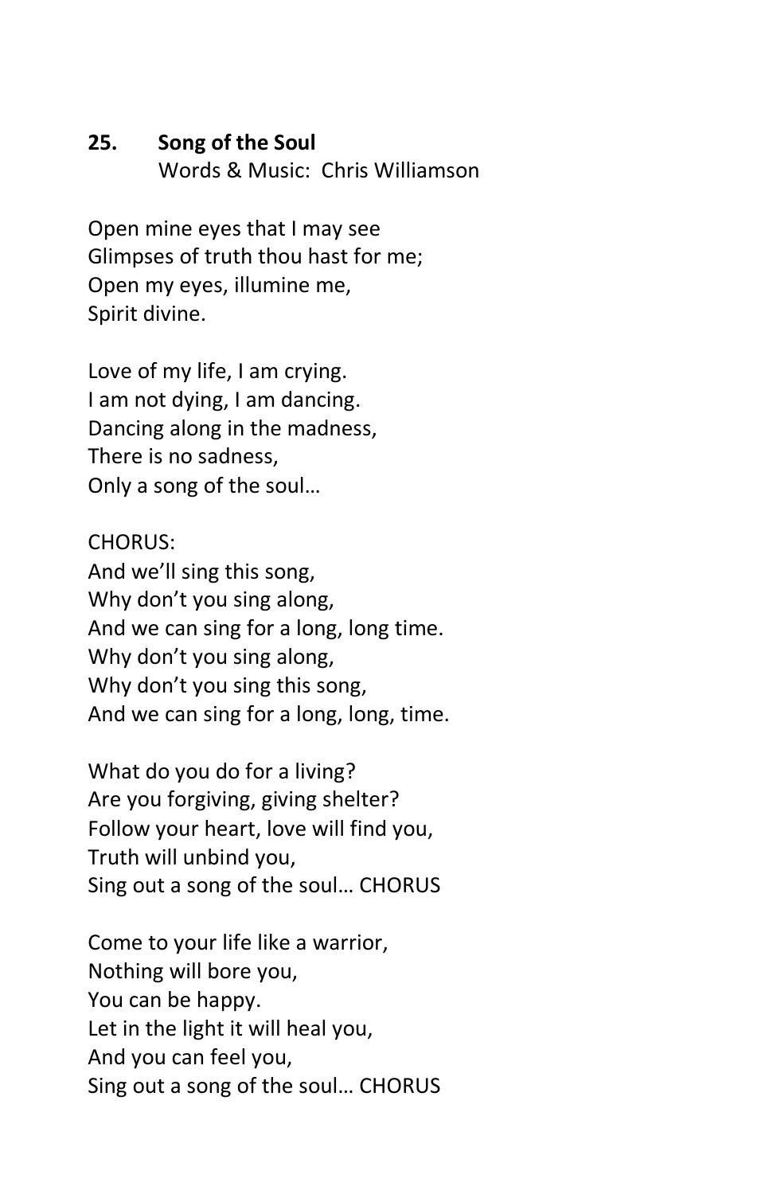## 25. Song of the Soul

Words & Music: Chris Williamson

Open mine eyes that I may see  
Glimpses of truth thou hast for me;  
Open my eyes, illumine me,  
Spirit divine.

Love of my life, I am crying.  
I am not dying, I am dancing.  
Dancing along in the madness,  
There is no sadness,  
Only a song of the soul…

CHORUS:  
And we'll sing this song,  
Why don't you sing along,  
And we can sing for a long, long time.  
Why don't you sing along,  
Why don't you sing this song,  
And we can sing for a long, long, time.

What do you do for a living?  
Are you forgiving, giving shelter?  
Follow your heart, love will find you,  
Truth will unbind you,  
Sing out a song of the soul… CHORUS

Come to your life like a warrior,  
Nothing will bore you,  
You can be happy.  
Let in the light it will heal you,  
And you can feel you,  
Sing out a song of the soul… CHORUS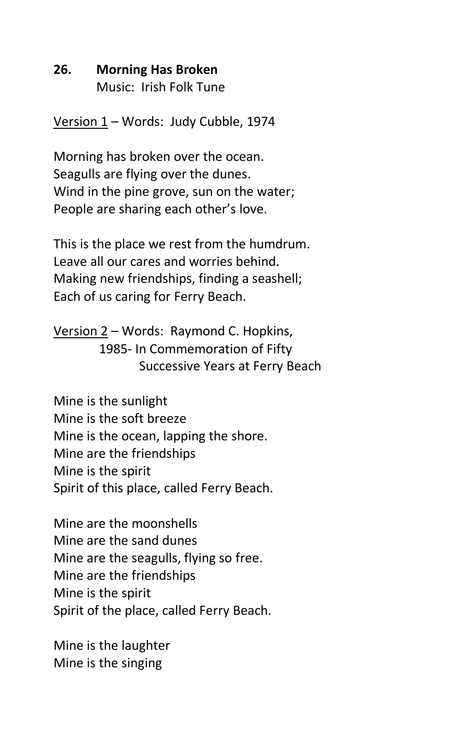**26. Morning Has Broken**
Music: Irish Folk Tune

<u>Version 1</u> – Words: Judy Cubble, 1974

Morning has broken over the ocean.
Seagulls are flying over the dunes.
Wind in the pine grove, sun on the water;
People are sharing each other's love.

This is the place we rest from the humdrum.
Leave all our cares and worries behind.
Making new friendships, finding a seashell;
Each of us caring for Ferry Beach.

<u>Version 2</u> – Words: Raymond C. Hopkins, 1985- In Commemoration of Fifty Successive Years at Ferry Beach

Mine is the sunlight
Mine is the soft breeze
Mine is the ocean, lapping the shore.
Mine are the friendships
Mine is the spirit
Spirit of this place, called Ferry Beach.

Mine are the moonshells
Mine are the sand dunes
Mine are the seagulls, flying so free.
Mine are the friendships
Mine is the spirit
Spirit of the place, called Ferry Beach.

Mine is the laughter
Mine is the singing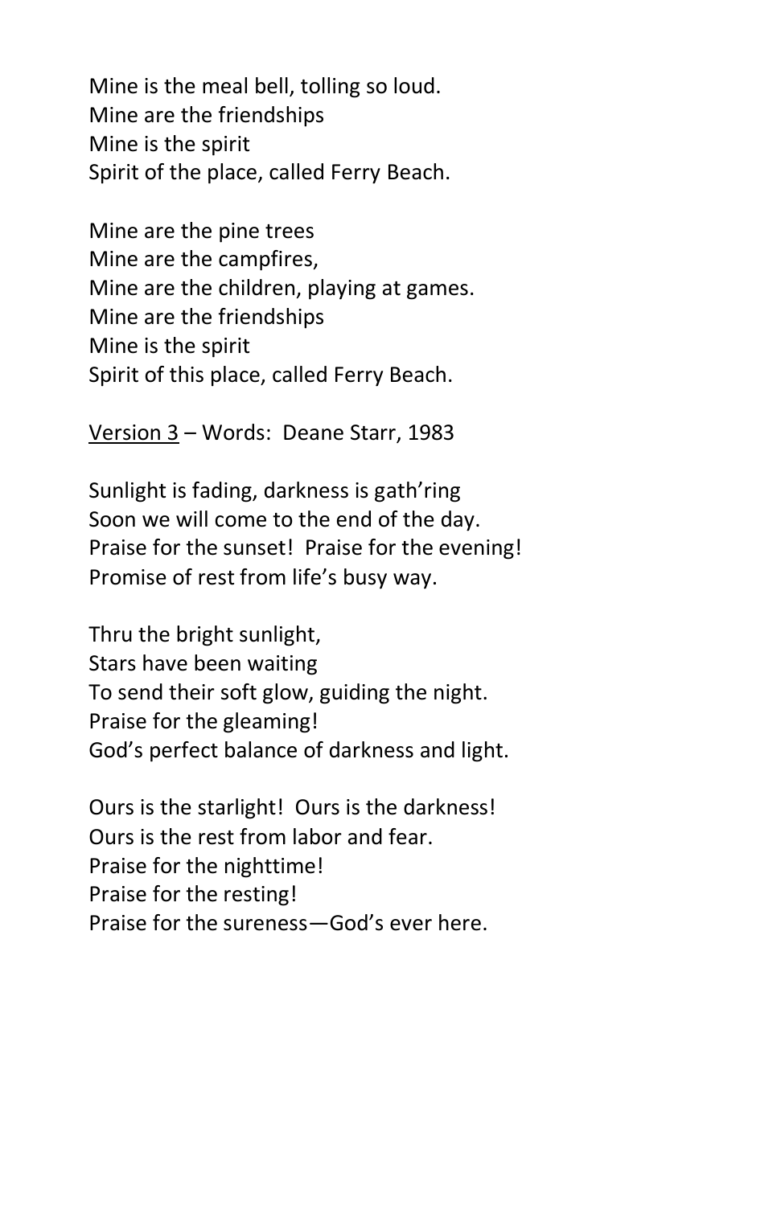Mine is the meal bell, tolling so loud.
Mine are the friendships
Mine is the spirit
Spirit of the place, called Ferry Beach.

Mine are the pine trees
Mine are the campfires,
Mine are the children, playing at games.
Mine are the friendships
Mine is the spirit
Spirit of this place, called Ferry Beach.

<u>Version 3</u> – Words: Deane Starr, 1983

Sunlight is fading, darkness is gath'ring
Soon we will come to the end of the day.
Praise for the sunset! Praise for the evening!
Promise of rest from life's busy way.

Thru the bright sunlight,
Stars have been waiting
To send their soft glow, guiding the night.
Praise for the gleaming!
God's perfect balance of darkness and light.

Ours is the starlight! Ours is the darkness!
Ours is the rest from labor and fear.
Praise for the nighttime!
Praise for the resting!
Praise for the sureness—God's ever here.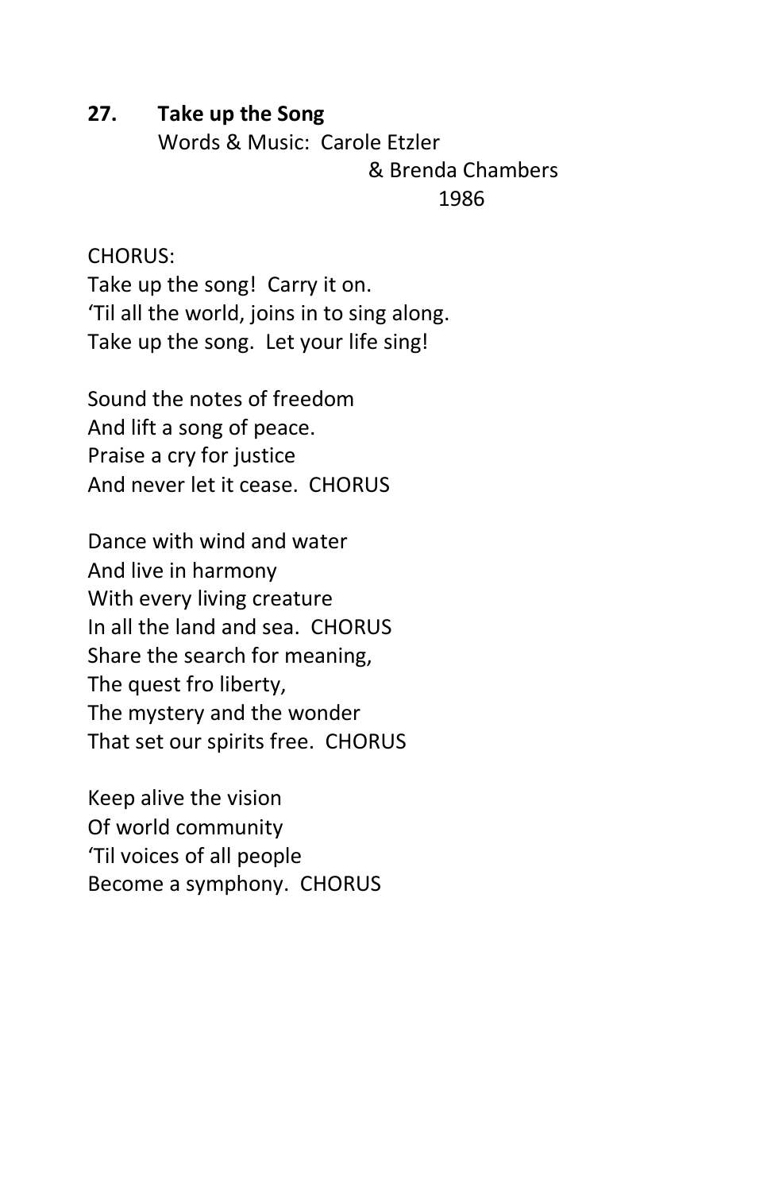**27. Take up the Song**

Words & Music: Carole Etzler
& Brenda Chambers
1986

CHORUS:
Take up the song! Carry it on.
'Til all the world, joins in to sing along.
Take up the song. Let your life sing!

Sound the notes of freedom
And lift a song of peace.
Praise a cry for justice
And never let it cease. CHORUS

Dance with wind and water
And live in harmony
With every living creature
In all the land and sea. CHORUS
Share the search for meaning,
The quest fro liberty,
The mystery and the wonder
That set our spirits free. CHORUS

Keep alive the vision
Of world community
'Til voices of all people
Become a symphony. CHORUS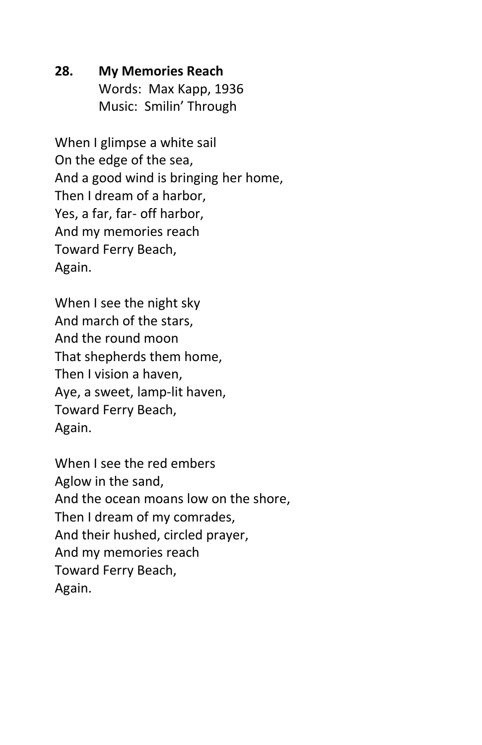## 28. My Memories Reach

Words: Max Kapp, 1936
Music: Smilin' Through

When I glimpse a white sail
On the edge of the sea,
And a good wind is bringing her home,
Then I dream of a harbor,
Yes, a far, far- off harbor,
And my memories reach
Toward Ferry Beach,
Again.

When I see the night sky
And march of the stars,
And the round moon
That shepherds them home,
Then I vision a haven,
Aye, a sweet, lamp-lit haven,
Toward Ferry Beach,
Again.

When I see the red embers
Aglow in the sand,
And the ocean moans low on the shore,
Then I dream of my comrades,
And their hushed, circled prayer,
And my memories reach
Toward Ferry Beach,
Again.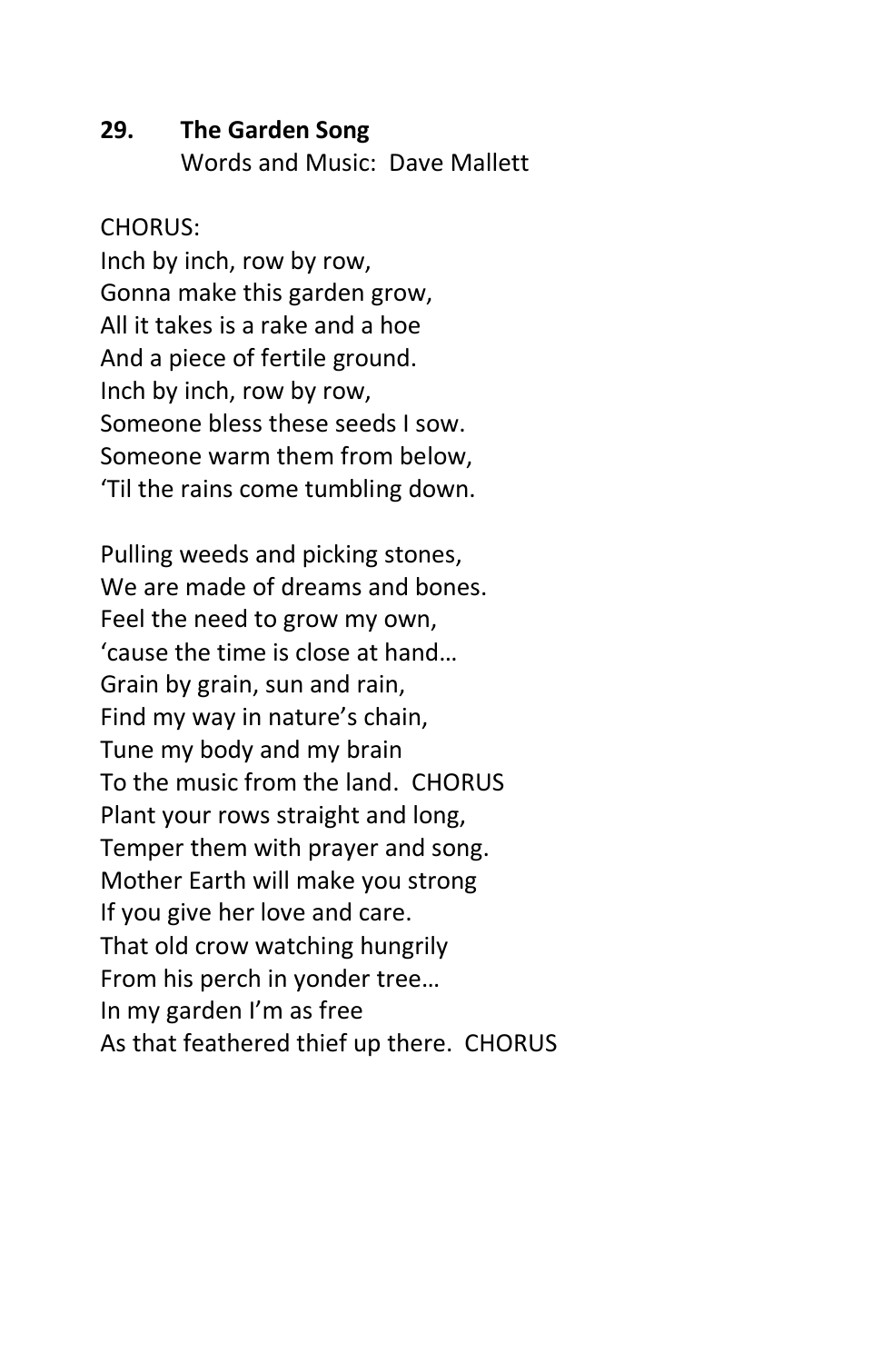## 29. The Garden Song

Words and Music: Dave Mallett

CHORUS:
Inch by inch, row by row,
Gonna make this garden grow,
All it takes is a rake and a hoe
And a piece of fertile ground.
Inch by inch, row by row,
Someone bless these seeds I sow.
Someone warm them from below,
'Til the rains come tumbling down.

Pulling weeds and picking stones,
We are made of dreams and bones.
Feel the need to grow my own,
'cause the time is close at hand…
Grain by grain, sun and rain,
Find my way in nature's chain,
Tune my body and my brain
To the music from the land. CHORUS
Plant your rows straight and long,
Temper them with prayer and song.
Mother Earth will make you strong
If you give her love and care.
That old crow watching hungrily
From his perch in yonder tree…
In my garden I'm as free
As that feathered thief up there. CHORUS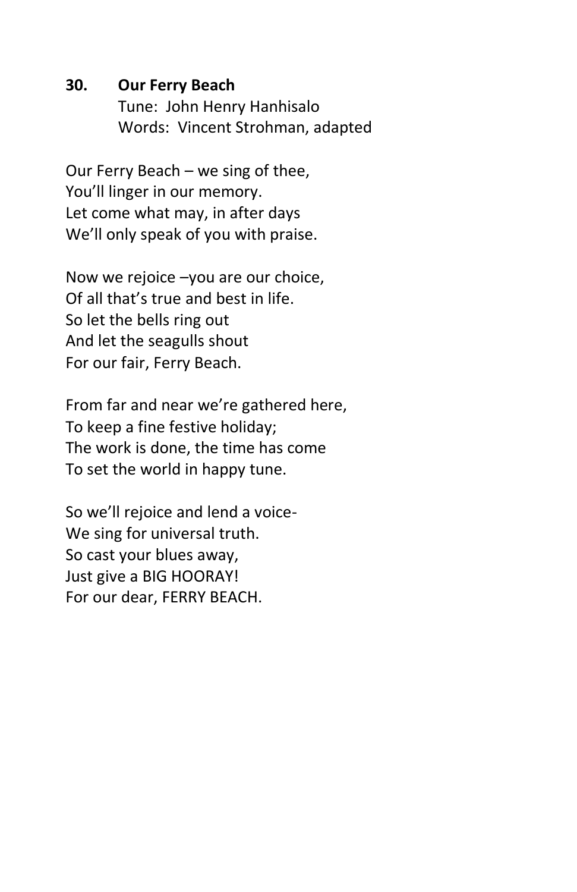**30. Our Ferry Beach**

Tune: John Henry Hanhisalo
Words: Vincent Strohman, adapted

Our Ferry Beach – we sing of thee,
You'll linger in our memory.
Let come what may, in after days
We'll only speak of you with praise.

Now we rejoice –you are our choice,
Of all that's true and best in life.
So let the bells ring out
And let the seagulls shout
For our fair, Ferry Beach.

From far and near we're gathered here,
To keep a fine festive holiday;
The work is done, the time has come
To set the world in happy tune.

So we'll rejoice and lend a voice-
We sing for universal truth.
So cast your blues away,
Just give a BIG HOORAY!
For our dear, FERRY BEACH.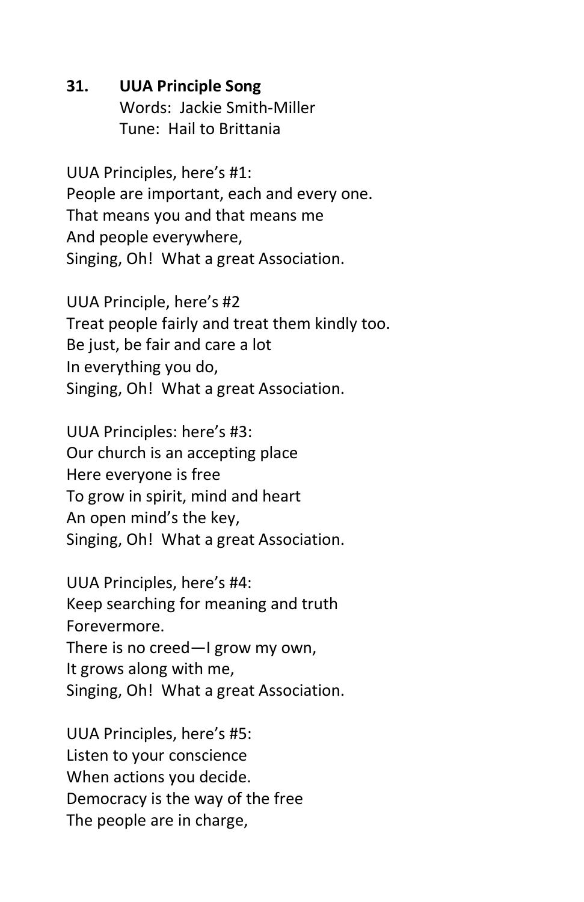**31. UUA Principle Song**
Words: Jackie Smith-Miller
Tune: Hail to Brittania

UUA Principles, here's #1:
People are important, each and every one.
That means you and that means me
And people everywhere,
Singing, Oh! What a great Association.

UUA Principle, here's #2
Treat people fairly and treat them kindly too.
Be just, be fair and care a lot
In everything you do,
Singing, Oh! What a great Association.

UUA Principles: here's #3:
Our church is an accepting place
Here everyone is free
To grow in spirit, mind and heart
An open mind's the key,
Singing, Oh! What a great Association.

UUA Principles, here's #4:
Keep searching for meaning and truth
Forevermore.
There is no creed—I grow my own,
It grows along with me,
Singing, Oh! What a great Association.

UUA Principles, here's #5:
Listen to your conscience
When actions you decide.
Democracy is the way of the free
The people are in charge,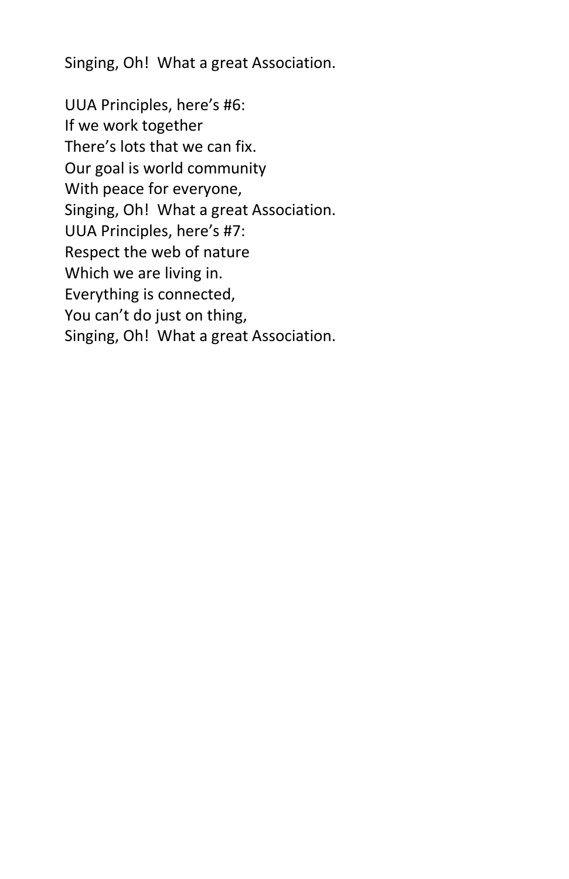Singing, Oh!  What a great Association.

UUA Principles, here's #6:  
If we work together  
There's lots that we can fix.  
Our goal is world community  
With peace for everyone,  
Singing, Oh!  What a great Association.  
UUA Principles, here's #7:  
Respect the web of nature  
Which we are living in.  
Everything is connected,  
You can't do just on thing,  
Singing, Oh!  What a great Association.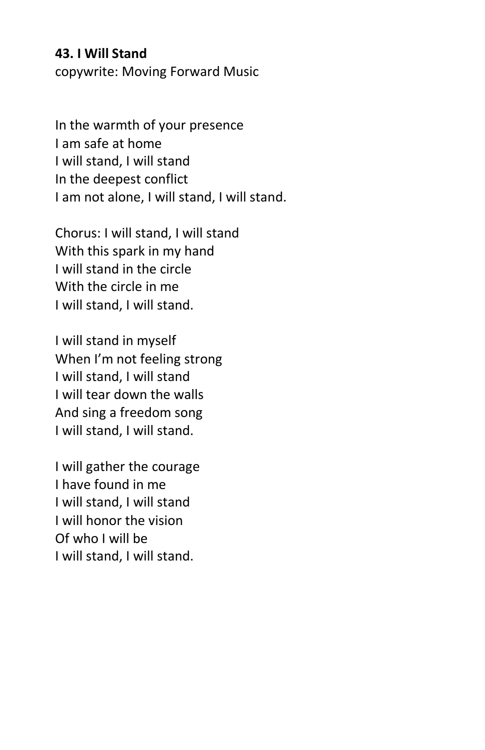**43. I Will Stand**
copywrite: Moving Forward Music

In the warmth of your presence
I am safe at home
I will stand, I will stand
In the deepest conflict
I am not alone, I will stand, I will stand.

Chorus: I will stand, I will stand
With this spark in my hand
I will stand in the circle
With the circle in me
I will stand, I will stand.

I will stand in myself
When I'm not feeling strong
I will stand, I will stand
I will tear down the walls
And sing a freedom song
I will stand, I will stand.

I will gather the courage
I have found in me
I will stand, I will stand
I will honor the vision
Of who I will be
I will stand, I will stand.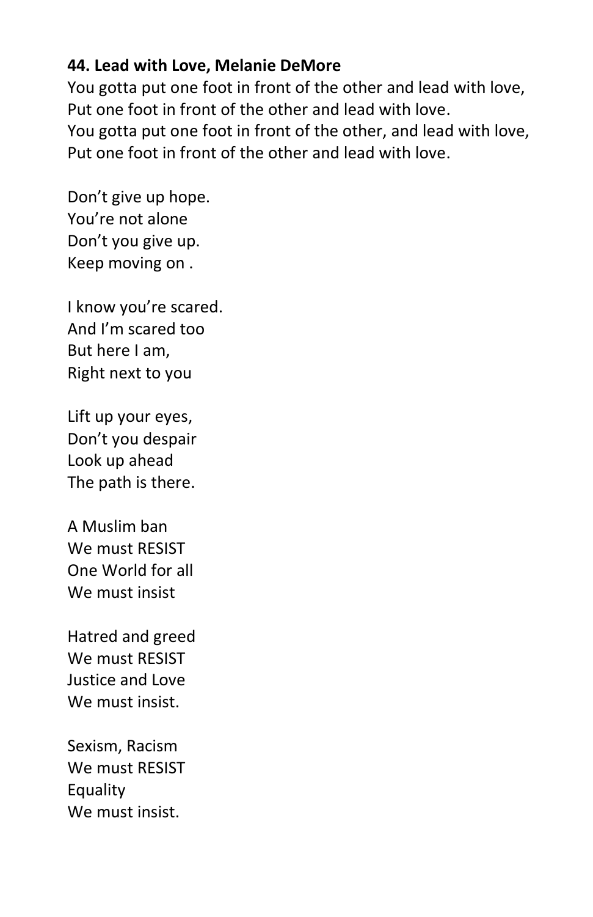**44. Lead with Love, Melanie DeMore**

You gotta put one foot in front of the other and lead with love,
Put one foot in front of the other and lead with love.
You gotta put one foot in front of the other, and lead with love,
Put one foot in front of the other and lead with love.

Don't give up hope.
You're not alone
Don't you give up.
Keep moving on .

I know you're scared.
And I'm scared too
But here I am,
Right next to you

Lift up your eyes,
Don't you despair
Look up ahead
The path is there.

A Muslim ban
We must RESIST
One World for all
We must insist

Hatred and greed
We must RESIST
Justice and Love
We must insist.

Sexism, Racism
We must RESIST
Equality
We must insist.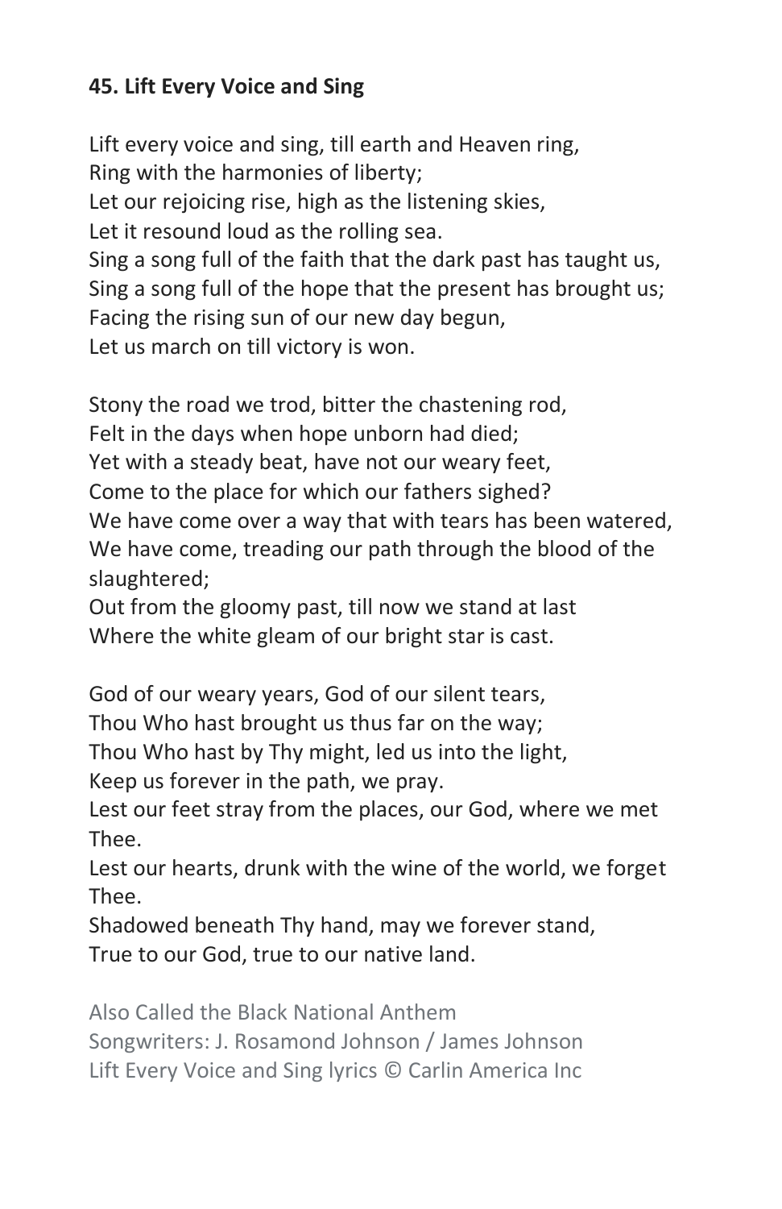### 45. Lift Every Voice and Sing

Lift every voice and sing, till earth and Heaven ring,
Ring with the harmonies of liberty;
Let our rejoicing rise, high as the listening skies,
Let it resound loud as the rolling sea.
Sing a song full of the faith that the dark past has taught us,
Sing a song full of the hope that the present has brought us;
Facing the rising sun of our new day begun,
Let us march on till victory is won.

Stony the road we trod, bitter the chastening rod,
Felt in the days when hope unborn had died;
Yet with a steady beat, have not our weary feet,
Come to the place for which our fathers sighed?
We have come over a way that with tears has been watered,
We have come, treading our path through the blood of the slaughtered;
Out from the gloomy past, till now we stand at last
Where the white gleam of our bright star is cast.

God of our weary years, God of our silent tears,
Thou Who hast brought us thus far on the way;
Thou Who hast by Thy might, led us into the light,
Keep us forever in the path, we pray.
Lest our feet stray from the places, our God, where we met Thee.
Lest our hearts, drunk with the wine of the world, we forget Thee.
Shadowed beneath Thy hand, may we forever stand,
True to our God, true to our native land.

Also Called the Black National Anthem
Songwriters: J. Rosamond Johnson / James Johnson
Lift Every Voice and Sing lyrics © Carlin America Inc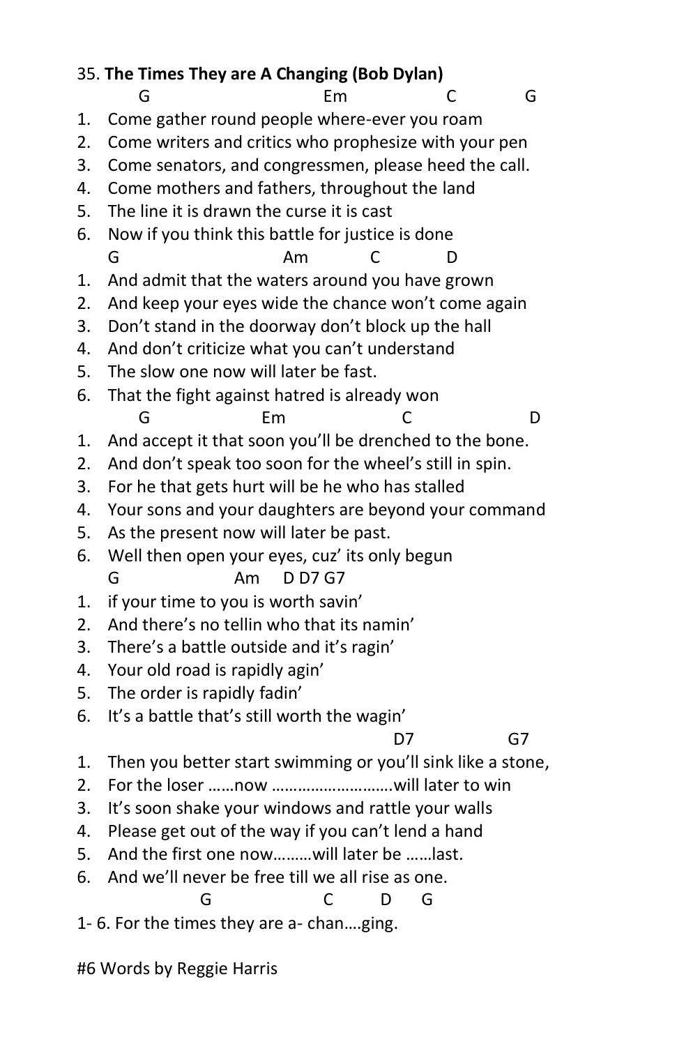35. **The Times They are A Changing (Bob Dylan)**

```
     G                    Em              C          G
```

1. Come gather round people where-ever you roam
2. Come writers and critics who prophesize with your pen
3. Come senators, and congressmen, please heed the call.
4. Come mothers and fathers, throughout the land
5. The line it is drawn the curse it is cast
6. Now if you think this battle for justice is done

```
   G                  Am         C          D
```

1. And admit that the waters around you have grown
2. And keep your eyes wide the chance won't come again
3. Don't stand in the doorway don't block up the hall
4. And don't criticize what you can't understand
5. The slow one now will later be fast.
6. That the fight against hatred is already won

```
     G              Em                C                 D
```

1. And accept it that soon you'll be drenched to the bone.
2. And don't speak too soon for the wheel's still in spin.
3. For he that gets hurt will be he who has stalled
4. Your sons and your daughters are beyond your command
5. As the present now will later be past.
6. Well then open your eyes, cuz' its only begun

```
   G               Am    D D7 G7
```

1. if your time to you is worth savin'
2. And there's no tellin who that its namin'
3. There's a battle outside and it's ragin'
4. Your old road is rapidly agin'
5. The order is rapidly fadin'
6. It's a battle that's still worth the wagin'

```
                                          D7             G7
```

1. Then you better start swimming or you'll sink like a stone,
2. For the loser ……now ……………………….will later to win
3. It's soon shake your windows and rattle your walls
4. Please get out of the way if you can't lend a hand
5. And the first one now………will later be ……last.
6. And we'll never be free till we all rise as one.

```
                 G               C      D    G
```

1- 6. For the times they are a- chan….ging.

#6 Words by Reggie Harris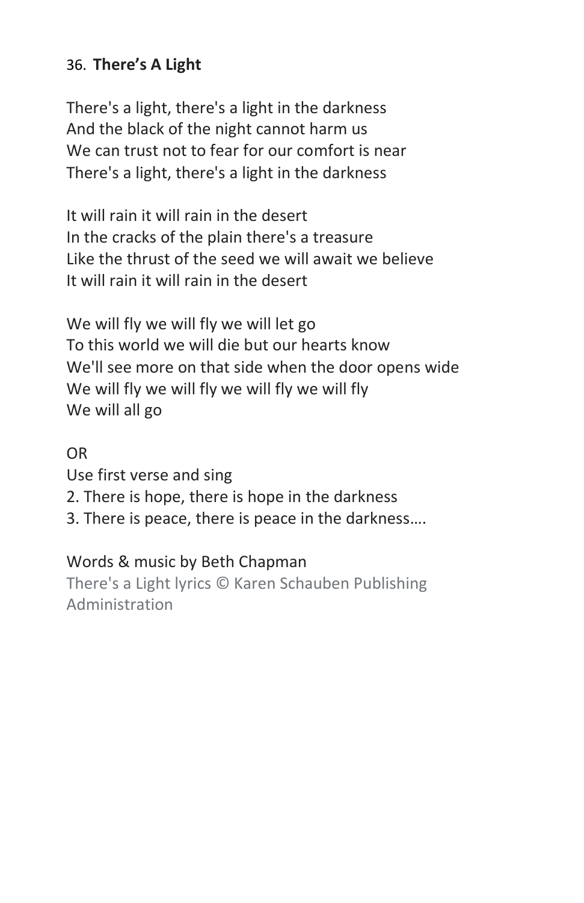36. **There's A Light**

There's a light, there's a light in the darkness
And the black of the night cannot harm us
We can trust not to fear for our comfort is near
There's a light, there's a light in the darkness

It will rain it will rain in the desert
In the cracks of the plain there's a treasure
Like the thrust of the seed we will await we believe
It will rain it will rain in the desert

We will fly we will fly we will let go
To this world we will die but our hearts know
We'll see more on that side when the door opens wide
We will fly we will fly we will fly we will fly
We will all go

OR
Use first verse and sing
2. There is hope, there is hope in the darkness
3. There is peace, there is peace in the darkness….

Words & music by Beth Chapman
There's a Light lyrics © Karen Schauben Publishing Administration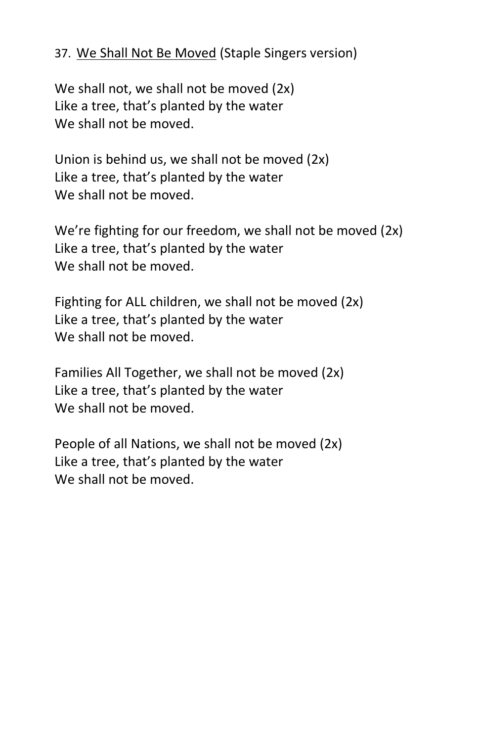37. <u>We Shall Not Be Moved</u> (Staple Singers version)

We shall not, we shall not be moved (2x)
Like a tree, that's planted by the water
We shall not be moved.

Union is behind us, we shall not be moved (2x)
Like a tree, that's planted by the water
We shall not be moved.

We're fighting for our freedom, we shall not be moved (2x)
Like a tree, that's planted by the water
We shall not be moved.

Fighting for ALL children, we shall not be moved (2x)
Like a tree, that's planted by the water
We shall not be moved.

Families All Together, we shall not be moved (2x)
Like a tree, that's planted by the water
We shall not be moved.

People of all Nations, we shall not be moved (2x)
Like a tree, that's planted by the water
We shall not be moved.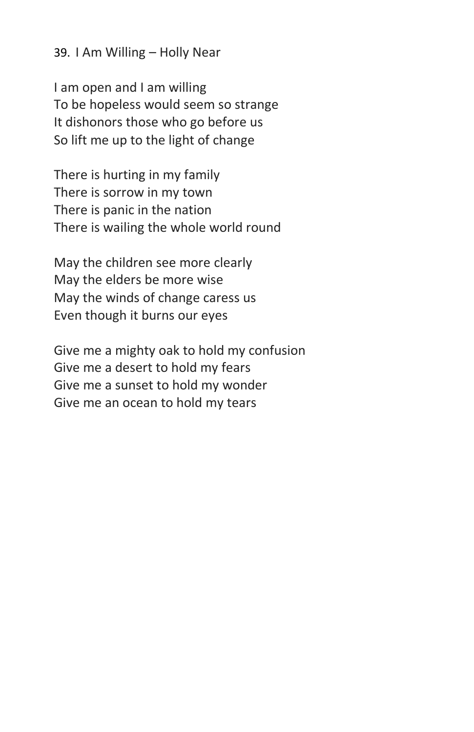39. I Am Willing – Holly Near

I am open and I am willing
To be hopeless would seem so strange
It dishonors those who go before us
So lift me up to the light of change

There is hurting in my family
There is sorrow in my town
There is panic in the nation
There is wailing the whole world round

May the children see more clearly
May the elders be more wise
May the winds of change caress us
Even though it burns our eyes

Give me a mighty oak to hold my confusion
Give me a desert to hold my fears
Give me a sunset to hold my wonder
Give me an ocean to hold my tears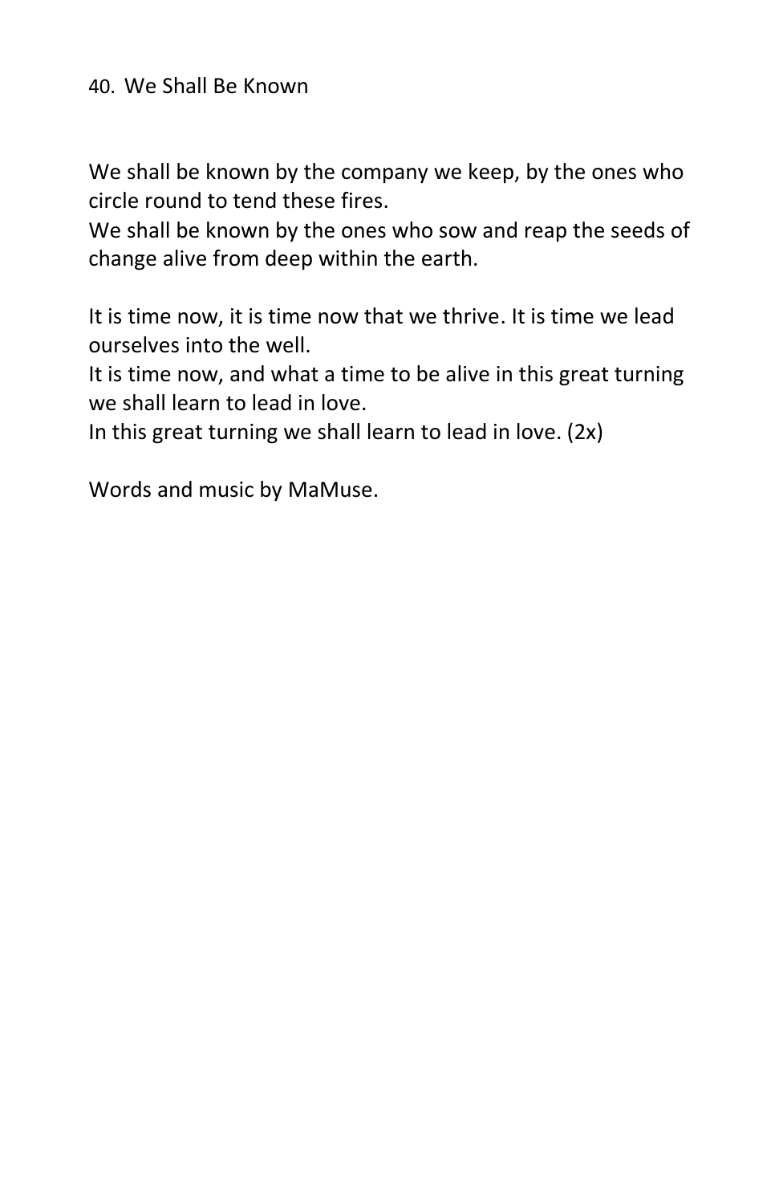## 40. We Shall Be Known

We shall be known by the company we keep, by the ones who circle round to tend these fires.
We shall be known by the ones who sow and reap the seeds of change alive from deep within the earth.

It is time now, it is time now that we thrive. It is time we lead ourselves into the well.
It is time now, and what a time to be alive in this great turning we shall learn to lead in love.
In this great turning we shall learn to lead in love. (2x)

Words and music by MaMuse.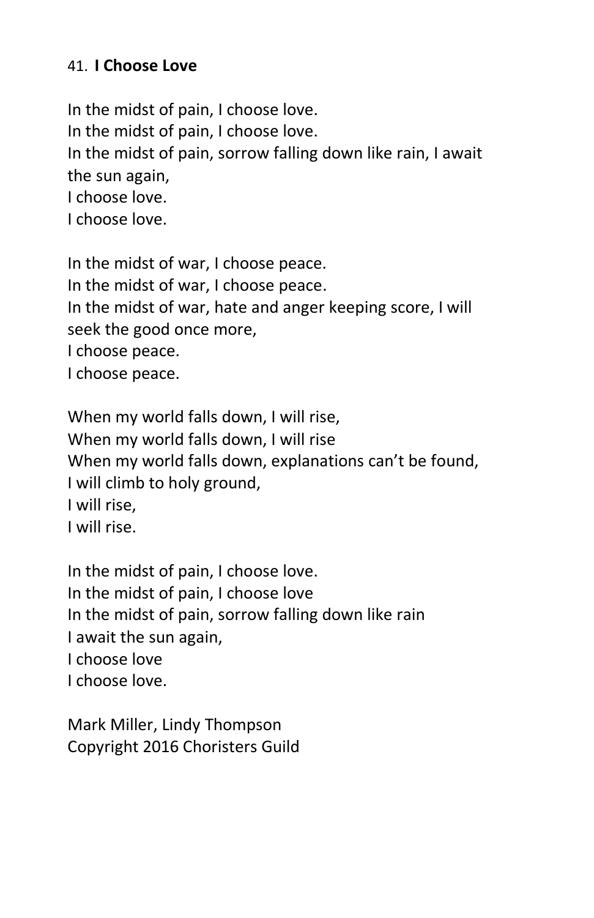41. **I Choose Love**

In the midst of pain, I choose love.
In the midst of pain, I choose love.
In the midst of pain, sorrow falling down like rain, I await the sun again,
I choose love.
I choose love.

In the midst of war, I choose peace.
In the midst of war, I choose peace.
In the midst of war, hate and anger keeping score, I will seek the good once more,
I choose peace.
I choose peace.

When my world falls down, I will rise,
When my world falls down, I will rise
When my world falls down, explanations can't be found,
I will climb to holy ground,
I will rise,
I will rise.

In the midst of pain, I choose love.
In the midst of pain, I choose love
In the midst of pain, sorrow falling down like rain
I await the sun again,
I choose love
I choose love.

Mark Miller, Lindy Thompson
Copyright 2016 Choristers Guild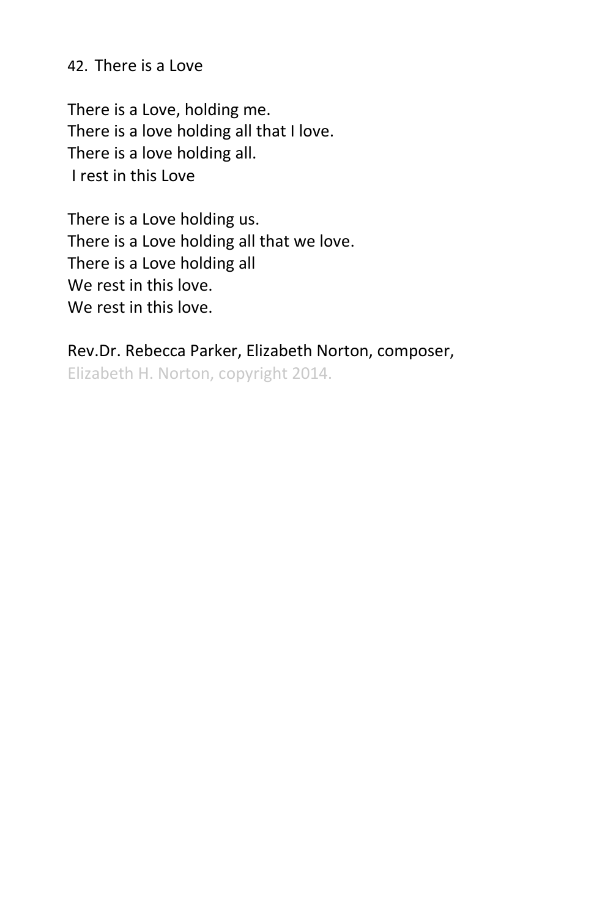42. There is a Love

There is a Love, holding me.
There is a love holding all that I love.
There is a love holding all.
I rest in this Love

There is a Love holding us.
There is a Love holding all that we love.
There is a Love holding all
We rest in this love.
We rest in this love.

Rev.Dr. Rebecca Parker, Elizabeth Norton, composer,
Elizabeth H. Norton, copyright 2014.